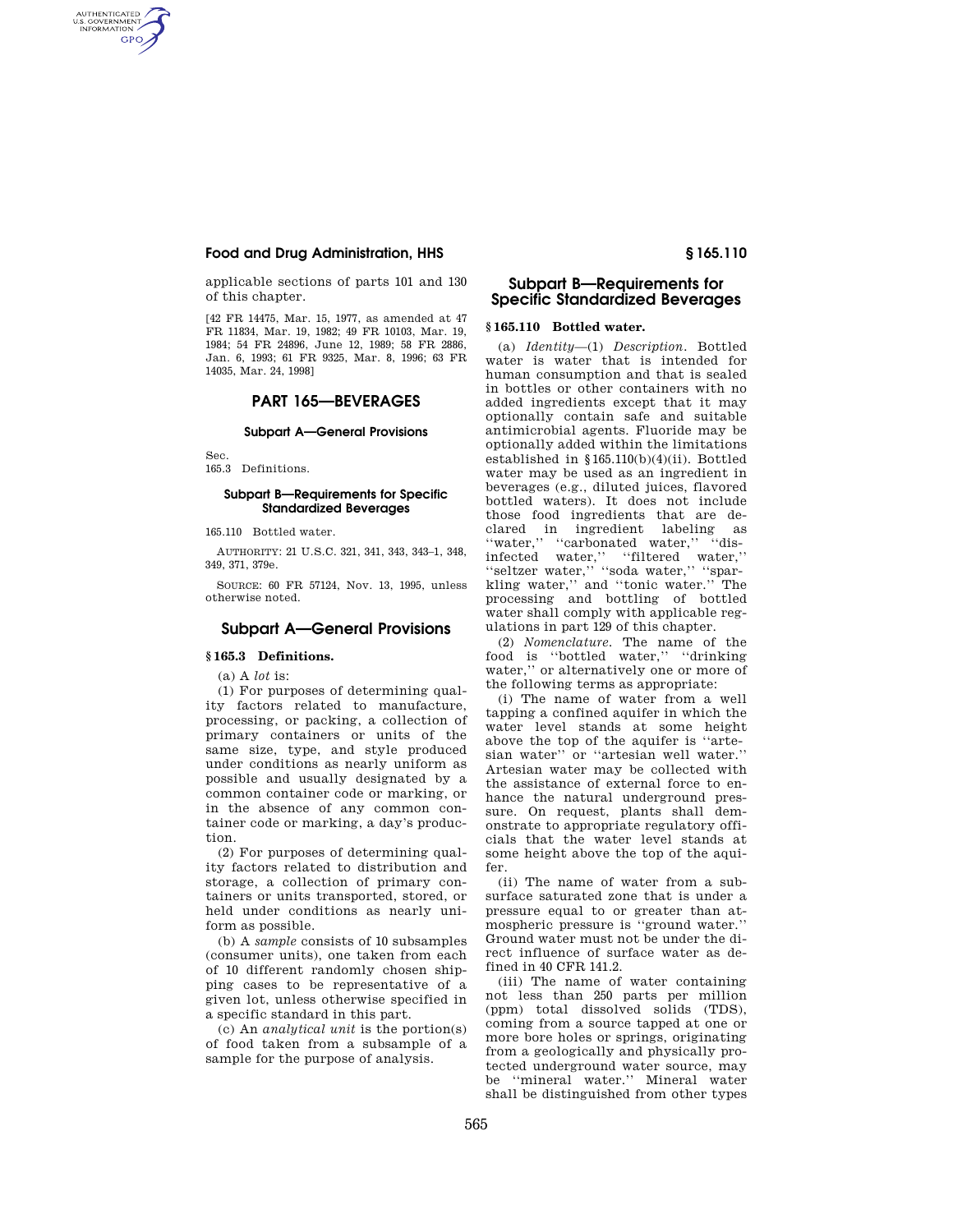applicable sections of parts 101 and 130 of this chapter.

[42 FR 14475, Mar. 15, 1977, as amended at 47 FR 11834, Mar. 19, 1982; 49 FR 10103, Mar. 19, 1984; 54 FR 24896, June 12, 1989; 58 FR 2886, Jan. 6, 1993; 61 FR 9325, Mar. 8, 1996; 63 FR 14035, Mar. 24, 1998]

# PART 165—BEVERAGES

### Subpart A—General Provisions

Sec.
165.3 Definitions.

### Subpart B—Requirements for Specific Standardized Beverages

165.110 Bottled water.

AUTHORITY: 21 U.S.C. 321, 341, 343, 343–1, 348, 349, 371, 379e.

SOURCE: 60 FR 57124, Nov. 13, 1995, unless otherwise noted.

## Subpart A—General Provisions

### § 165.3 Definitions.

(a) A *lot* is:

(1) For purposes of determining quality factors related to manufacture, processing, or packing, a collection of primary containers or units of the same size, type, and style produced under conditions as nearly uniform as possible and usually designated by a common container code or marking, or in the absence of any common container code or marking, a day's production.

(2) For purposes of determining quality factors related to distribution and storage, a collection of primary containers or units transported, stored, or held under conditions as nearly uniform as possible.

(b) A *sample* consists of 10 subsamples (consumer units), one taken from each of 10 different randomly chosen shipping cases to be representative of a given lot, unless otherwise specified in a specific standard in this part.

(c) An *analytical unit* is the portion(s) of food taken from a subsample of a sample for the purpose of analysis.

## Subpart B—Requirements for Specific Standardized Beverages

### § 165.110 Bottled water.

(a) *Identity*—(1) *Description.* Bottled water is water that is intended for human consumption and that is sealed in bottles or other containers with no added ingredients except that it may optionally contain safe and suitable antimicrobial agents. Fluoride may be optionally added within the limitations established in §165.110(b)(4)(ii). Bottled water may be used as an ingredient in beverages (e.g., diluted juices, flavored bottled waters). It does not include those food ingredients that are declared in ingredient labeling as "water," "carbonated water," "disinfected water," "filtered water," "seltzer water," "soda water," "sparkling water," and "tonic water." The processing and bottling of bottled water shall comply with applicable regulations in part 129 of this chapter.

(2) *Nomenclature.* The name of the food is "bottled water," "drinking water," or alternatively one or more of the following terms as appropriate:

(i) The name of water from a well tapping a confined aquifer in which the water level stands at some height above the top of the aquifer is "artesian water" or "artesian well water." Artesian water may be collected with the assistance of external force to enhance the natural underground pressure. On request, plants shall demonstrate to appropriate regulatory officials that the water level stands at some height above the top of the aquifer.

(ii) The name of water from a subsurface saturated zone that is under a pressure equal to or greater than atmospheric pressure is "ground water." Ground water must not be under the direct influence of surface water as defined in 40 CFR 141.2.

(iii) The name of water containing not less than 250 parts per million (ppm) total dissolved solids (TDS), coming from a source tapped at one or more bore holes or springs, originating from a geologically and physically protected underground water source, may be "mineral water." Mineral water shall be distinguished from other types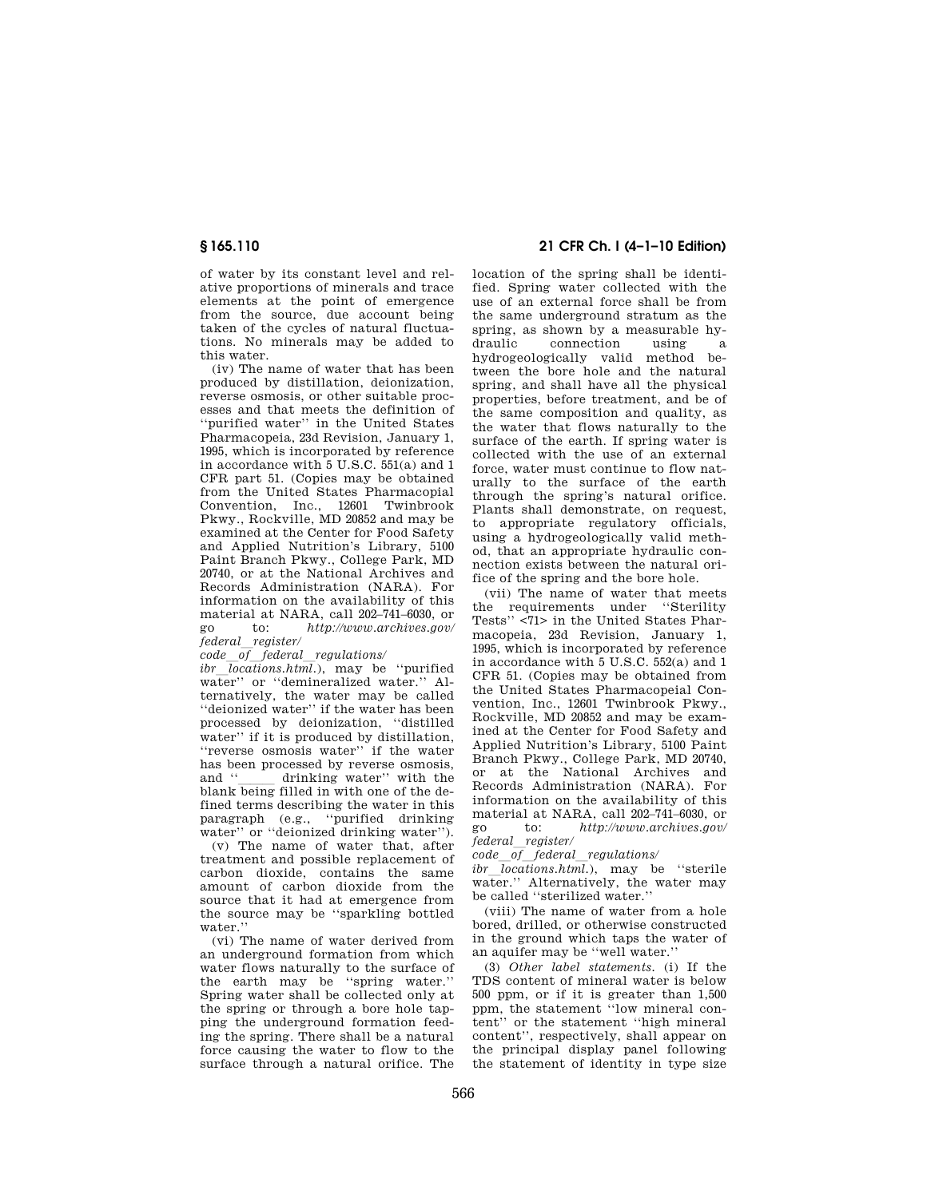of water by its constant level and relative proportions of minerals and trace elements at the point of emergence from the source, due account being taken of the cycles of natural fluctuations. No minerals may be added to this water.

(iv) The name of water that has been produced by distillation, deionization, reverse osmosis, or other suitable processes and that meets the definition of ''purified water'' in the United States Pharmacopeia, 23d Revision, January 1, 1995, which is incorporated by reference in accordance with 5 U.S.C. 551(a) and 1 CFR part 51. (Copies may be obtained from the United States Pharmacopial Convention, Inc., 12601 Twinbrook Pkwy., Rockville, MD 20852 and may be examined at the Center for Food Safety and Applied Nutrition's Library, 5100 Paint Branch Pkwy., College Park, MD 20740, or at the National Archives and Records Administration (NARA). For information on the availability of this material at NARA, call 202–741–6030, or go to: *http://www.archives.gov/federal_register/code_of_federal_regulations/ibr_locations.html*.), may be ''purified water'' or ''demineralized water.'' Alternatively, the water may be called ''deionized water'' if the water has been processed by deionization, ''distilled water'' if it is produced by distillation, ''reverse osmosis water'' if the water has been processed by reverse osmosis, and ''\_\_\_\_\_ drinking water'' with the blank being filled in with one of the defined terms describing the water in this paragraph (e.g., ''purified drinking water'' or ''deionized drinking water'').

(v) The name of water that, after treatment and possible replacement of carbon dioxide, contains the same amount of carbon dioxide from the source that it had at emergence from the source may be ''sparkling bottled water.''

(vi) The name of water derived from an underground formation from which water flows naturally to the surface of the earth may be ''spring water.'' Spring water shall be collected only at the spring or through a bore hole tapping the underground formation feeding the spring. There shall be a natural force causing the water to flow to the surface through a natural orifice. The location of the spring shall be identified. Spring water collected with the use of an external force shall be from the same underground stratum as the spring, as shown by a measurable hydraulic connection using a hydrogeologically valid method between the bore hole and the natural spring, and shall have all the physical properties, before treatment, and be of the same composition and quality, as the water that flows naturally to the surface of the earth. If spring water is collected with the use of an external force, water must continue to flow naturally to the surface of the earth through the spring's natural orifice. Plants shall demonstrate, on request, to appropriate regulatory officials, using a hydrogeologically valid method, that an appropriate hydraulic connection exists between the natural orifice of the spring and the bore hole.

(vii) The name of water that meets the requirements under ''Sterility Tests'' <71> in the United States Pharmacopeia, 23d Revision, January 1, 1995, which is incorporated by reference in accordance with 5 U.S.C. 552(a) and 1 CFR 51. (Copies may be obtained from the United States Pharmacopeial Convention, Inc., 12601 Twinbrook Pkwy., Rockville, MD 20852 and may be examined at the Center for Food Safety and Applied Nutrition's Library, 5100 Paint Branch Pkwy., College Park, MD 20740, or at the National Archives and Records Administration (NARA). For information on the availability of this material at NARA, call 202–741–6030, or go to: *http://www.archives.gov/federal_register/code_of_federal_regulations/ibr_locations.html*.), may be ''sterile water.'' Alternatively, the water may be called ''sterilized water.''

(viii) The name of water from a hole bored, drilled, or otherwise constructed in the ground which taps the water of an aquifer may be ''well water.''

(3) *Other label statements.* (i) If the TDS content of mineral water is below 500 ppm, or if it is greater than 1,500 ppm, the statement ''low mineral content'' or the statement ''high mineral content'', respectively, shall appear on the principal display panel following the statement of identity in type size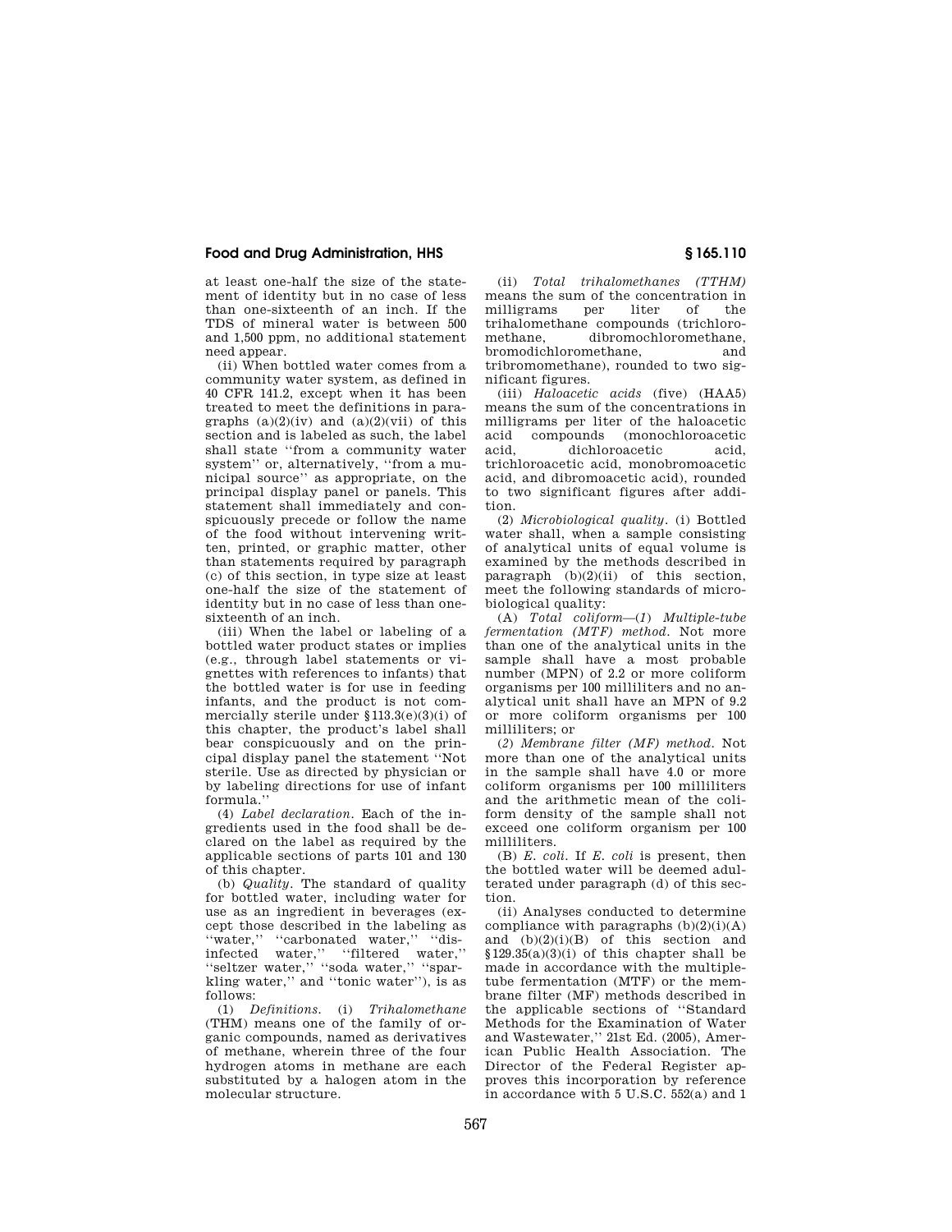at least one-half the size of the statement of identity but in no case of less than one-sixteenth of an inch. If the TDS of mineral water is between 500 and 1,500 ppm, no additional statement need appear.

(ii) When bottled water comes from a community water system, as defined in 40 CFR 141.2, except when it has been treated to meet the definitions in paragraphs (a)(2)(iv) and (a)(2)(vii) of this section and is labeled as such, the label shall state ''from a community water system'' or, alternatively, ''from a municipal source'' as appropriate, on the principal display panel or panels. This statement shall immediately and conspicuously precede or follow the name of the food without intervening written, printed, or graphic matter, other than statements required by paragraph (c) of this section, in type size at least one-half the size of the statement of identity but in no case of less than one-sixteenth of an inch.

(iii) When the label or labeling of a bottled water product states or implies (e.g., through label statements or vignettes with references to infants) that the bottled water is for use in feeding infants, and the product is not commercially sterile under §113.3(e)(3)(i) of this chapter, the product's label shall bear conspicuously and on the principal display panel the statement ''Not sterile. Use as directed by physician or by labeling directions for use of infant formula.''

(4) *Label declaration.* Each of the ingredients used in the food shall be declared on the label as required by the applicable sections of parts 101 and 130 of this chapter.

(b) *Quality.* The standard of quality for bottled water, including water for use as an ingredient in beverages (except those described in the labeling as ''water,'' ''carbonated water,'' ''disinfected water,'' ''filtered water,'' ''seltzer water,'' ''soda water,'' ''sparkling water,'' and ''tonic water''), is as follows:

(1) *Definitions.* (i) *Trihalomethane* (THM) means one of the family of organic compounds, named as derivatives of methane, wherein three of the four hydrogen atoms in methane are each substituted by a halogen atom in the molecular structure.

(ii) *Total trihalomethanes (TTHM)* means the sum of the concentration in milligrams per liter of the trihalomethane compounds (trichloromethane, dibromochloromethane, bromodichloromethane, and tribromomethane), rounded to two significant figures.

(iii) *Haloacetic acids* (five) (HAA5) means the sum of the concentrations in milligrams per liter of the haloacetic acid compounds (monochloroacetic acid, dichloroacetic acid, trichloroacetic acid, monobromoacetic acid, and dibromoacetic acid), rounded to two significant figures after addition.

(2) *Microbiological quality.* (i) Bottled water shall, when a sample consisting of analytical units of equal volume is examined by the methods described in paragraph (b)(2)(ii) of this section, meet the following standards of microbiological quality:

(A) *Total coliform*—(*1*) *Multiple-tube fermentation (MTF) method.* Not more than one of the analytical units in the sample shall have a most probable number (MPN) of 2.2 or more coliform organisms per 100 milliliters and no analytical unit shall have an MPN of 9.2 or more coliform organisms per 100 milliliters; or

(*2*) *Membrane filter (MF) method.* Not more than one of the analytical units in the sample shall have 4.0 or more coliform organisms per 100 milliliters and the arithmetic mean of the coliform density of the sample shall not exceed one coliform organism per 100 milliliters.

(B) *E. coli.* If *E. coli* is present, then the bottled water will be deemed adulterated under paragraph (d) of this section.

(ii) Analyses conducted to determine compliance with paragraphs (b)(2)(i)(A) and (b)(2)(i)(B) of this section and §129.35(a)(3)(i) of this chapter shall be made in accordance with the multiple-tube fermentation (MTF) or the membrane filter (MF) methods described in the applicable sections of ''Standard Methods for the Examination of Water and Wastewater,'' 21st Ed. (2005), American Public Health Association. The Director of the Federal Register approves this incorporation by reference in accordance with 5 U.S.C. 552(a) and 1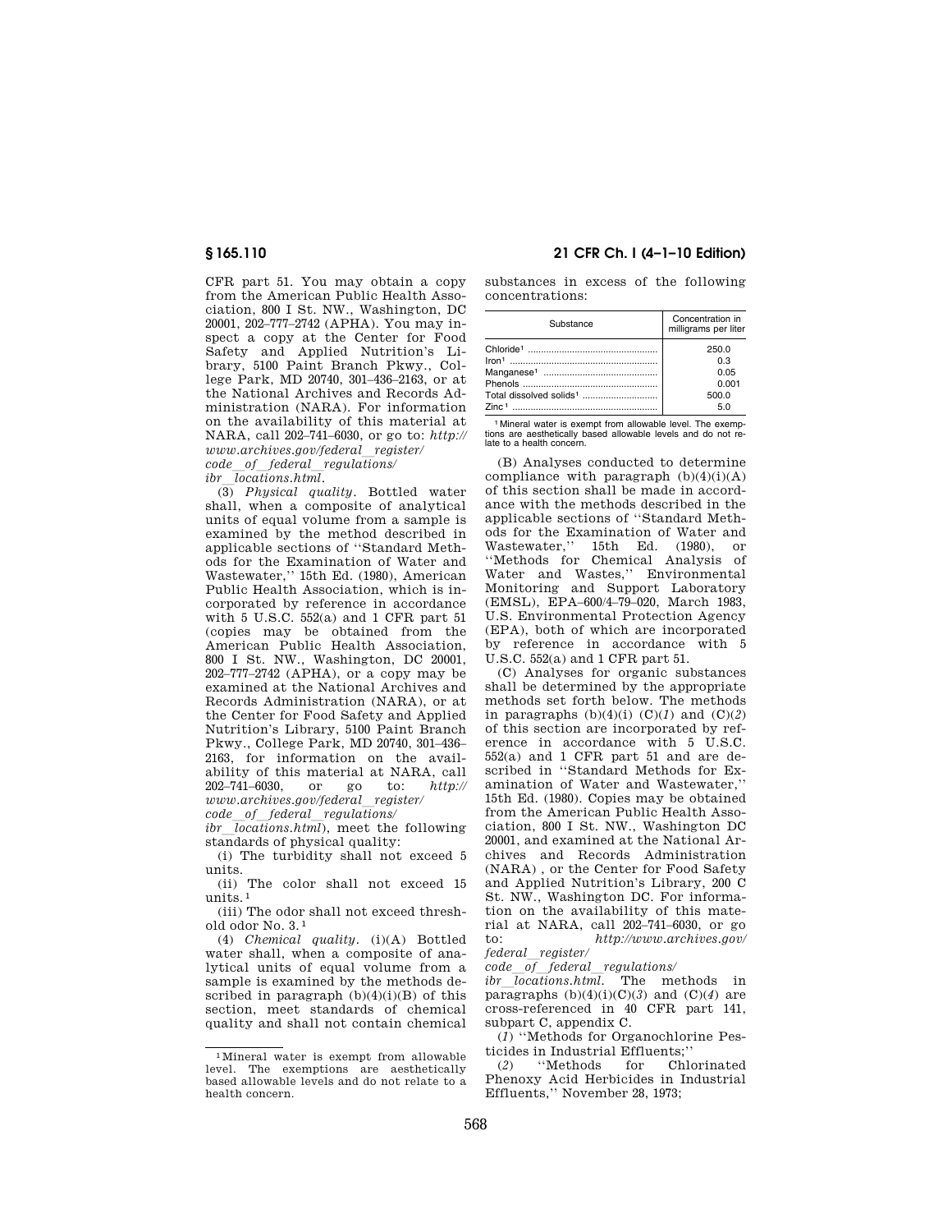CFR part 51. You may obtain a copy from the American Public Health Association, 800 I St. NW., Washington, DC 20001, 202–777–2742 (APHA). You may inspect a copy at the Center for Food Safety and Applied Nutrition's Library, 5100 Paint Branch Pkwy., College Park, MD 20740, 301–436–2163, or at the National Archives and Records Administration (NARA). For information on the availability of this material at NARA, call 202–741–6030, or go to: *http://www.archives.gov/federal_register/code_of_federal_regulations/ibr_locations.html*.

(3) *Physical quality.* Bottled water shall, when a composite of analytical units of equal volume from a sample is examined by the method described in applicable sections of ''Standard Methods for the Examination of Water and Wastewater,'' 15th Ed. (1980), American Public Health Association, which is incorporated by reference in accordance with 5 U.S.C. 552(a) and 1 CFR part 51 (copies may be obtained from the American Public Health Association, 800 I St. NW., Washington, DC 20001, 202–777–2742 (APHA), or a copy may be examined at the National Archives and Records Administration (NARA), or at the Center for Food Safety and Applied Nutrition's Library, 5100 Paint Branch Pkwy., College Park, MD 20740, 301–436–2163, for information on the availability of this material at NARA, call 202–741–6030, or go to: *http://www.archives.gov/federal_register/code_of_federal_regulations/ibr_locations.html*), meet the following standards of physical quality:

(i) The turbidity shall not exceed 5 units.

(ii) The color shall not exceed 15 units.[1]

(iii) The odor shall not exceed threshold odor No. 3.[1]

(4) *Chemical quality.* (i)(A) Bottled water shall, when a composite of analytical units of equal volume from a sample is examined by the methods described in paragraph (b)(4)(i)(B) of this section, meet standards of chemical quality and shall not contain chemical substances in excess of the following concentrations:

| Substance | Concentration in milligrams per liter |
|---|---|
| Chloride[1] | 250.0 |
| Iron[1] | 0.3 |
| Manganese[1] | 0.05 |
| Phenols | 0.001 |
| Total dissolved solids[1] | 500.0 |
| Zinc[1] | 5.0 |

[1] Mineral water is exempt from allowable level. The exemptions are aesthetically based allowable levels and do not relate to a health concern.

(B) Analyses conducted to determine compliance with paragraph (b)(4)(i)(A) of this section shall be made in accordance with the methods described in the applicable sections of ''Standard Methods for the Examination of Water and Wastewater,'' 15th Ed. (1980), or ''Methods for Chemical Analysis of Water and Wastes,'' Environmental Monitoring and Support Laboratory (EMSL), EPA–600/4–79–020, March 1983, U.S. Environmental Protection Agency (EPA), both of which are incorporated by reference in accordance with 5 U.S.C. 552(a) and 1 CFR part 51.

(C) Analyses for organic substances shall be determined by the appropriate methods set forth below. The methods in paragraphs (b)(4)(i) (C)(*1*) and (C)(*2*) of this section are incorporated by reference in accordance with 5 U.S.C. 552(a) and 1 CFR part 51 and are described in ''Standard Methods for Examination of Water and Wastewater,'' 15th Ed. (1980). Copies may be obtained from the American Public Health Association, 800 I St. NW., Washington DC 20001, and examined at the National Archives and Records Administration (NARA) , or the Center for Food Safety and Applied Nutrition's Library, 200 C St. NW., Washington DC. For information on the availability of this material at NARA, call 202–741–6030, or go to: *http://www.archives.gov/federal_register/code_of_federal_regulations/ibr_locations.html*. The methods in paragraphs (b)(4)(i)(C)(*3*) and (C)(*4*) are cross-referenced in 40 CFR part 141, subpart C, appendix C.

(*1*) ''Methods for Organochlorine Pesticides in Industrial Effluents;''

(*2*) ''Methods for Chlorinated Phenoxy Acid Herbicides in Industrial Effluents,'' November 28, 1973;

---

[1] Mineral water is exempt from allowable level. The exemptions are aesthetically based allowable levels and do not relate to a health concern.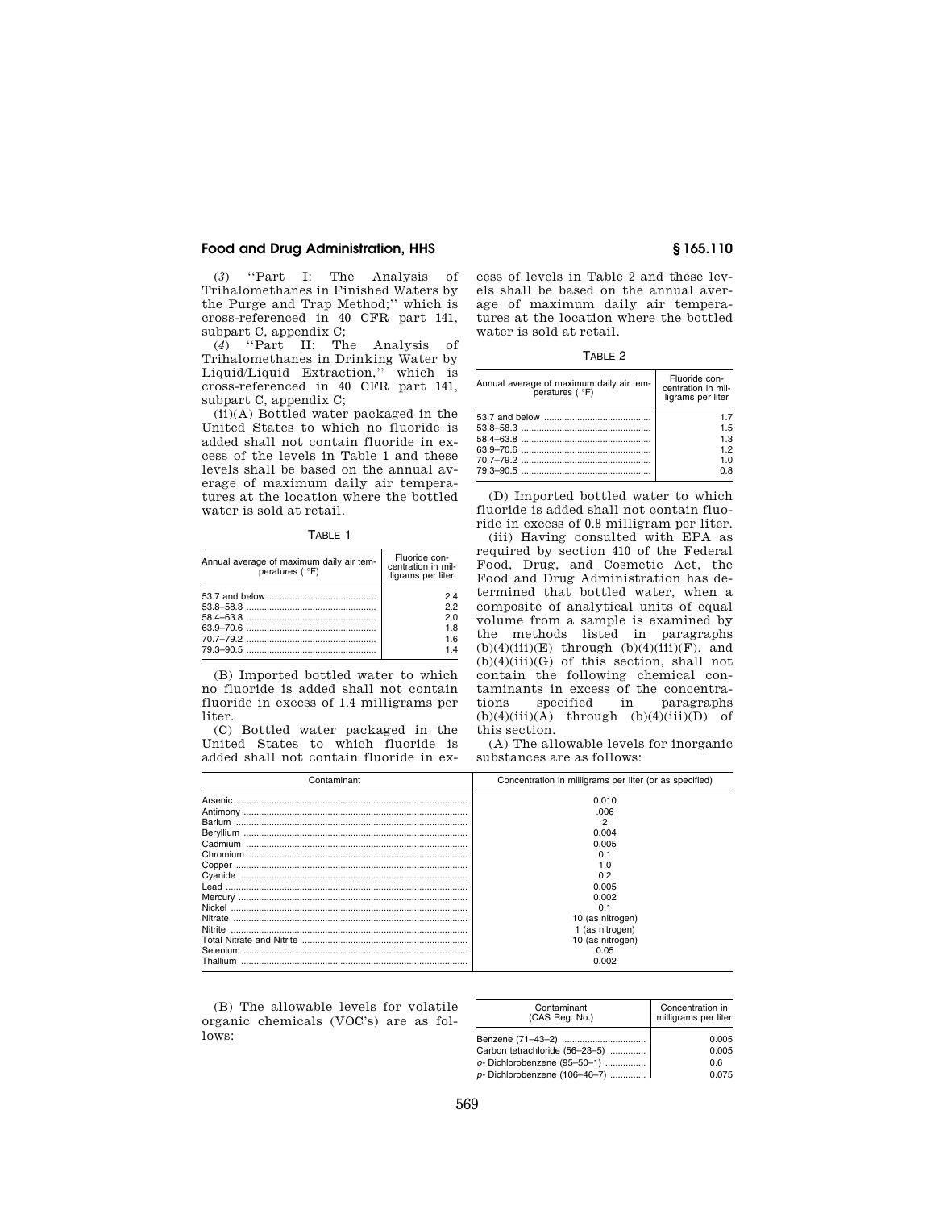(*3*) "Part I: The Analysis of Trihalomethanes in Finished Waters by the Purge and Trap Method;" which is cross-referenced in 40 CFR part 141, subpart C, appendix C;

(*4*) "Part II: The Analysis of Trihalomethanes in Drinking Water by Liquid/Liquid Extraction," which is cross-referenced in 40 CFR part 141, subpart C, appendix C;

(ii)(A) Bottled water packaged in the United States to which no fluoride is added shall not contain fluoride in excess of the levels in Table 1 and these levels shall be based on the annual average of maximum daily air temperatures at the location where the bottled water is sold at retail.

TABLE 1

| Annual average of maximum daily air temperatures (°F) | Fluoride concentration in milligrams per liter |
|---|---|
| 53.7 and below | 2.4 |
| 53.8–58.3 | 2.2 |
| 58.4–63.8 | 2.0 |
| 63.9–70.6 | 1.8 |
| 70.7–79.2 | 1.6 |
| 79.3–90.5 | 1.4 |

(B) Imported bottled water to which no fluoride is added shall not contain fluoride in excess of 1.4 milligrams per liter.

(C) Bottled water packaged in the United States to which fluoride is added shall not contain fluoride in excess of levels in Table 2 and these levels shall be based on the annual average of maximum daily air temperatures at the location where the bottled water is sold at retail.

TABLE 2

| Annual average of maximum daily air temperatures (°F) | Fluoride concentration in milligrams per liter |
|---|---|
| 53.7 and below | 1.7 |
| 53.8–58.3 | 1.5 |
| 58.4–63.8 | 1.3 |
| 63.9–70.6 | 1.2 |
| 70.7–79.2 | 1.0 |
| 79.3–90.5 | 0.8 |

(D) Imported bottled water to which fluoride is added shall not contain fluoride in excess of 0.8 milligram per liter.

(iii) Having consulted with EPA as required by section 410 of the Federal Food, Drug, and Cosmetic Act, the Food and Drug Administration has determined that bottled water, when a composite of analytical units of equal volume from a sample is examined by the methods listed in paragraphs (b)(4)(iii)(E) through (b)(4)(iii)(F), and (b)(4)(iii)(G) of this section, shall not contain the following chemical contaminants in excess of the concentrations specified in paragraphs (b)(4)(iii)(A) through (b)(4)(iii)(D) of this section.

(A) The allowable levels for inorganic substances are as follows:

| Contaminant | Concentration in milligrams per liter (or as specified) |
|---|---|
| Arsenic | 0.010 |
| Antimony | .006 |
| Barium | 2 |
| Beryllium | 0.004 |
| Cadmium | 0.005 |
| Chromium | 0.1 |
| Copper | 1.0 |
| Cyanide | 0.2 |
| Lead | 0.005 |
| Mercury | 0.002 |
| Nickel | 0.1 |
| Nitrate | 10 (as nitrogen) |
| Nitrite | 1 (as nitrogen) |
| Total Nitrate and Nitrite | 10 (as nitrogen) |
| Selenium | 0.05 |
| Thallium | 0.002 |

(B) The allowable levels for volatile organic chemicals (VOC's) are as follows:

| Contaminant (CAS Reg. No.) | Concentration in milligrams per liter |
|---|---|
| Benzene (71–43–2) | 0.005 |
| Carbon tetrachloride (56–23–5) | 0.005 |
| *o*- Dichlorobenzene (95–50–1) | 0.6 |
| *p*- Dichlorobenzene (106–46–7) | 0.075 |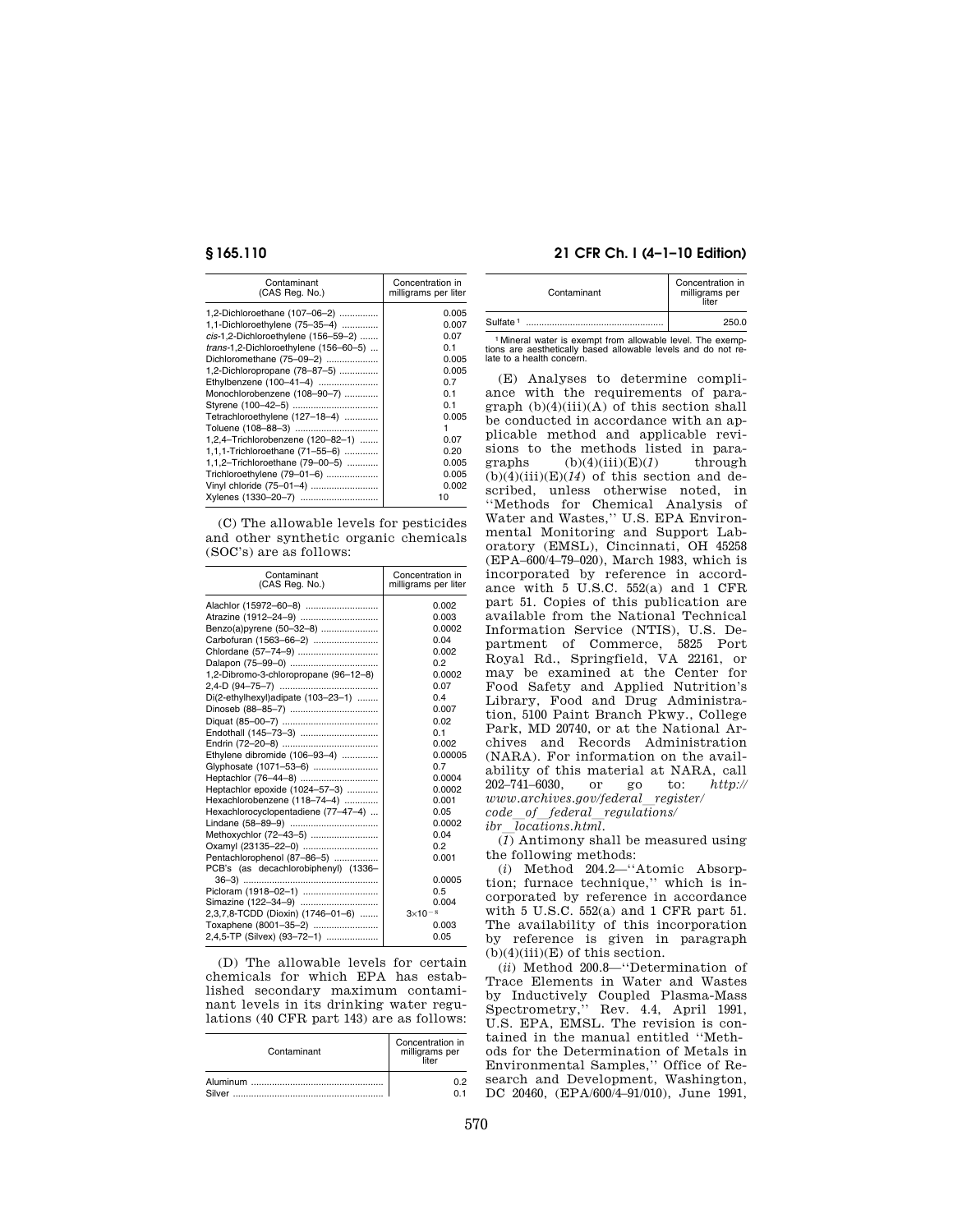| Contaminant (CAS Reg. No.) | Concentration in milligrams per liter |
|---|---|
| 1,2-Dichloroethane (107–06–2) | 0.005 |
| 1,1-Dichloroethylene (75–35–4) | 0.007 |
| *cis*-1,2-Dichloroethylene (156–59–2) | 0.07 |
| *trans*-1,2-Dichloroethylene (156–60–5) | 0.1 |
| Dichloromethane (75–09–2) | 0.005 |
| 1,2-Dichloropropane (78–87–5) | 0.005 |
| Ethylbenzene (100–41–4) | 0.7 |
| Monochlorobenzene (108–90–7) | 0.1 |
| Styrene (100–42–5) | 0.1 |
| Tetrachloroethylene (127–18–4) | 0.005 |
| Toluene (108–88–3) | 1 |
| 1,2,4–Trichlorobenzene (120–82–1) | 0.07 |
| 1,1,1-Trichloroethane (71–55–6) | 0.20 |
| 1,1,2–Trichloroethane (79–00–5) | 0.005 |
| Trichloroethylene (79–01–6) | 0.005 |
| Vinyl chloride (75–01–4) | 0.002 |
| Xylenes (1330–20–7) | 10 |

(C) The allowable levels for pesticides and other synthetic organic chemicals (SOC's) are as follows:

| Contaminant (CAS Reg. No.) | Concentration in milligrams per liter |
|---|---|
| Alachlor (15972–60–8) | 0.002 |
| Atrazine (1912–24–9) | 0.003 |
| Benzo(a)pyrene (50–32–8) | 0.0002 |
| Carbofuran (1563–66–2) | 0.04 |
| Chlordane (57–74–9) | 0.002 |
| Dalapon (75–99–0) | 0.2 |
| 1,2-Dibromo-3-chloropropane (96–12–8) | 0.0002 |
| 2,4-D (94–75–7) | 0.07 |
| Di(2-ethylhexyl)adipate (103–23–1) | 0.4 |
| Dinoseb (88–85–7) | 0.007 |
| Diquat (85–00–7) | 0.02 |
| Endothall (145–73–3) | 0.1 |
| Endrin (72–20–8) | 0.002 |
| Ethylene dibromide (106–93–4) | 0.00005 |
| Glyphosate (1071–53–6) | 0.7 |
| Heptachlor (76–44–8) | 0.0004 |
| Heptachlor epoxide (1024–57–3) | 0.0002 |
| Hexachlorobenzene (118–74–4) | 0.001 |
| Hexachlorocyclopentadiene (77–47–4) | 0.05 |
| Lindane (58–89–9) | 0.0002 |
| Methoxychlor (72–43–5) | 0.04 |
| Oxamyl (23135–22–0) | 0.2 |
| Pentachlorophenol (87–86–5) | 0.001 |
| PCB's (as decachlorobiphenyl) (1336–36–3) | 0.0005 |
| Picloram (1918–02–1) | 0.5 |
| Simazine (122–34–9) | 0.004 |
| 2,3,7,8-TCDD (Dioxin) (1746–01–6) | $3\times10^{-8}$ |
| Toxaphene (8001–35–2) | 0.003 |
| 2,4,5-TP (Silvex) (93–72–1) | 0.05 |

(D) The allowable levels for certain chemicals for which EPA has established secondary maximum contaminant levels in its drinking water regulations (40 CFR part 143) are as follows:

| Contaminant | Concentration in milligrams per liter |
|---|---|
| Aluminum | 0.2 |
| Silver | 0.1 |
| Sulfate [1] | 250.0 |

[1] Mineral water is exempt from allowable level. The exemptions are aesthetically based allowable levels and do not relate to a health concern.

(E) Analyses to determine compliance with the requirements of paragraph (b)(4)(iii)(A) of this section shall be conducted in accordance with an applicable method and applicable revisions to the methods listed in paragraphs (b)(4)(iii)(E)(*1*) through (b)(4)(iii)(E)(*14*) of this section and described, unless otherwise noted, in ''Methods for Chemical Analysis of Water and Wastes,'' U.S. EPA Environmental Monitoring and Support Laboratory (EMSL), Cincinnati, OH 45258 (EPA–600/4–79–020), March 1983, which is incorporated by reference in accordance with 5 U.S.C. 552(a) and 1 CFR part 51. Copies of this publication are available from the National Technical Information Service (NTIS), U.S. Department of Commerce, 5825 Port Royal Rd., Springfield, VA 22161, or may be examined at the Center for Food Safety and Applied Nutrition's Library, Food and Drug Administration, 5100 Paint Branch Pkwy., College Park, MD 20740, or at the National Archives and Records Administration (NARA). For information on the availability of this material at NARA, call 202–741–6030, or go to: *http://www.archives.gov/federal_register/code_of_federal_regulations/ibr_locations.html.*

(*1*) Antimony shall be measured using the following methods:

(*i*) Method 204.2—''Atomic Absorption; furnace technique,'' which is incorporated by reference in accordance with 5 U.S.C. 552(a) and 1 CFR part 51. The availability of this incorporation by reference is given in paragraph (b)(4)(iii)(E) of this section.

(*ii*) Method 200.8—''Determination of Trace Elements in Water and Wastes by Inductively Coupled Plasma-Mass Spectrometry,'' Rev. 4.4, April 1991, U.S. EPA, EMSL. The revision is contained in the manual entitled ''Methods for the Determination of Metals in Environmental Samples,'' Office of Research and Development, Washington, DC 20460, (EPA/600/4–91/010), June 1991,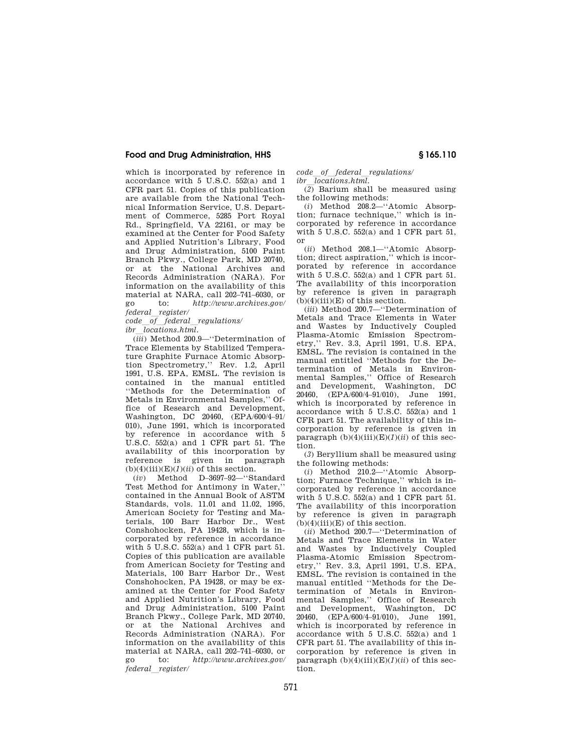which is incorporated by reference in accordance with 5 U.S.C. 552(a) and 1 CFR part 51. Copies of this publication are available from the National Technical Information Service, U.S. Department of Commerce, 5285 Port Royal Rd., Springfield, VA 22161, or may be examined at the Center for Food Safety and Applied Nutrition's Library, Food and Drug Administration, 5100 Paint Branch Pkwy., College Park, MD 20740, or at the National Archives and Records Administration (NARA). For information on the availability of this material at NARA, call 202–741–6030, or go to: *http://www.archives.gov/federal_register/code_of_federal_regulations/ibr_locations.html.*

(*iii*) Method 200.9—''Determination of Trace Elements by Stabilized Temperature Graphite Furnace Atomic Absorption Spectrometry,'' Rev. 1.2, April 1991, U.S. EPA, EMSL. The revision is contained in the manual entitled ''Methods for the Determination of Metals in Environmental Samples,'' Office of Research and Development, Washington, DC 20460, (EPA/600/4–91/010), June 1991, which is incorporated by reference in accordance with 5 U.S.C. 552(a) and 1 CFR part 51. The availability of this incorporation by reference is given in paragraph (b)(4)(iii)(E)(*1*)(*ii*) of this section.

(*iv*) Method D–3697–92—''Standard Test Method for Antimony in Water,'' contained in the Annual Book of ASTM Standards, vols. 11.01 and 11.02, 1995, American Society for Testing and Materials, 100 Barr Harbor Dr., West Conshohocken, PA 19428, which is incorporated by reference in accordance with 5 U.S.C. 552(a) and 1 CFR part 51. Copies of this publication are available from American Society for Testing and Materials, 100 Barr Harbor Dr., West Conshohocken, PA 19428, or may be examined at the Center for Food Safety and Applied Nutrition's Library, Food and Drug Administration, 5100 Paint Branch Pkwy., College Park, MD 20740, or at the National Archives and Records Administration (NARA). For information on the availability of this material at NARA, call 202–741–6030, or go to: *http://www.archives.gov/federal_register/code_of_federal_regulations/ibr_locations.html.*

(*2*) Barium shall be measured using the following methods:

(*i*) Method 208.2—''Atomic Absorption; furnace technique,'' which is incorporated by reference in accordance with 5 U.S.C. 552(a) and 1 CFR part 51, or

(*ii*) Method 208.1—''Atomic Absorption; direct aspiration,'' which is incorporated by reference in accordance with 5 U.S.C. 552(a) and 1 CFR part 51. The availability of this incorporation by reference is given in paragraph (b)(4)(iii)(E) of this section.

(*iii*) Method 200.7—''Determination of Metals and Trace Elements in Water and Wastes by Inductively Coupled Plasma-Atomic Emission Spectrometry,'' Rev. 3.3, April 1991, U.S. EPA, EMSL. The revision is contained in the manual entitled ''Methods for the Determination of Metals in Environmental Samples,'' Office of Research and Development, Washington, DC 20460, (EPA/600/4–91/010), June 1991, which is incorporated by reference in accordance with 5 U.S.C. 552(a) and 1 CFR part 51. The availability of this incorporation by reference is given in paragraph (b)(4)(iii)(E)(*1*)(*ii*) of this section.

(*3*) Beryllium shall be measured using the following methods:

(*i*) Method 210.2—''Atomic Absorption; Furnace Technique,'' which is incorporated by reference in accordance with 5 U.S.C. 552(a) and 1 CFR part 51. The availability of this incorporation by reference is given in paragraph (b)(4)(iii)(E) of this section.

(*ii*) Method 200.7—''Determination of Metals and Trace Elements in Water and Wastes by Inductively Coupled Plasma-Atomic Emission Spectrometry,'' Rev. 3.3, April 1991, U.S. EPA, EMSL. The revision is contained in the manual entitled ''Methods for the Determination of Metals in Environmental Samples,'' Office of Research and Development, Washington, DC 20460, (EPA/600/4–91/010), June 1991, which is incorporated by reference in accordance with 5 U.S.C. 552(a) and 1 CFR part 51. The availability of this incorporation by reference is given in paragraph (b)(4)(iii)(E)(*1*)(*ii*) of this section.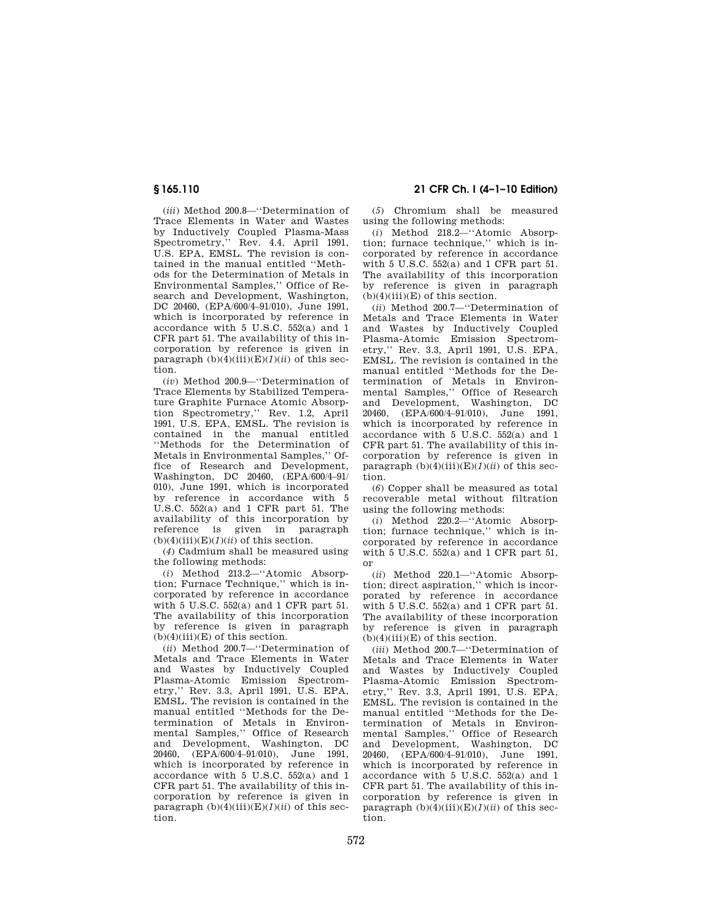(*iii*) Method 200.8—''Determination of Trace Elements in Water and Wastes by Inductively Coupled Plasma-Mass Spectrometry,'' Rev. 4.4, April 1991, U.S. EPA, EMSL. The revision is contained in the manual entitled ''Methods for the Determination of Metals in Environmental Samples,'' Office of Research and Development, Washington, DC 20460, (EPA/600/4–91/010), June 1991, which is incorporated by reference in accordance with 5 U.S.C. 552(a) and 1 CFR part 51. The availability of this incorporation by reference is given in paragraph (b)(4)(iii)(E)(*1*)(*ii*) of this section.

(*iv*) Method 200.9—''Determination of Trace Elements by Stabilized Temperature Graphite Furnace Atomic Absorption Spectrometry,'' Rev. 1.2, April 1991, U.S. EPA, EMSL. The revision is contained in the manual entitled ''Methods for the Determination of Metals in Environmental Samples,'' Office of Research and Development, Washington, DC 20460, (EPA/600/4–91/010), June 1991, which is incorporated by reference in accordance with 5 U.S.C. 552(a) and 1 CFR part 51. The availability of this incorporation by reference is given in paragraph (b)(4)(iii)(E)(*1*)(*ii*) of this section.

(*4*) Cadmium shall be measured using the following methods:

(*i*) Method 213.2—''Atomic Absorption; Furnace Technique,'' which is incorporated by reference in accordance with 5 U.S.C. 552(a) and 1 CFR part 51. The availability of this incorporation by reference is given in paragraph (b)(4)(iii)(E) of this section.

(*ii*) Method 200.7—''Determination of Metals and Trace Elements in Water and Wastes by Inductively Coupled Plasma-Atomic Emission Spectrometry,'' Rev. 3.3, April 1991, U.S. EPA, EMSL. The revision is contained in the manual entitled ''Methods for the Determination of Metals in Environmental Samples,'' Office of Research and Development, Washington, DC 20460, (EPA/600/4–91/010), June 1991, which is incorporated by reference in accordance with 5 U.S.C. 552(a) and 1 CFR part 51. The availability of this incorporation by reference is given in paragraph (b)(4)(iii)(E)(*1*)(*ii*) of this section.

(*5*) Chromium shall be measured using the following methods:

(*i*) Method 218.2—''Atomic Absorption; furnace technique,'' which is incorporated by reference in accordance with 5 U.S.C. 552(a) and 1 CFR part 51. The availability of this incorporation by reference is given in paragraph (b)(4)(iii)(E) of this section.

(*ii*) Method 200.7—''Determination of Metals and Trace Elements in Water and Wastes by Inductively Coupled Plasma-Atomic Emission Spectrometry,'' Rev. 3.3, April 1991, U.S. EPA, EMSL. The revision is contained in the manual entitled ''Methods for the Determination of Metals in Environmental Samples,'' Office of Research and Development, Washington, DC 20460, (EPA/600/4–91/010), June 1991, which is incorporated by reference in accordance with 5 U.S.C. 552(a) and 1 CFR part 51. The availability of this incorporation by reference is given in paragraph (b)(4)(iii)(E)(*1*)(*ii*) of this section.

(*6*) Copper shall be measured as total recoverable metal without filtration using the following methods:

(*i*) Method 220.2—''Atomic Absorption; furnace technique,'' which is incorporated by reference in accordance with 5 U.S.C. 552(a) and 1 CFR part 51, or

(*ii*) Method 220.1—''Atomic Absorption; direct aspiration,'' which is incorporated by reference in accordance with 5 U.S.C. 552(a) and 1 CFR part 51. The availability of these incorporation by reference is given in paragraph (b)(4)(iii)(E) of this section.

(*iii*) Method 200.7—''Determination of Metals and Trace Elements in Water and Wastes by Inductively Coupled Plasma-Atomic Emission Spectrometry,'' Rev. 3.3, April 1991, U.S. EPA, EMSL. The revision is contained in the manual entitled ''Methods for the Determination of Metals in Environmental Samples,'' Office of Research and Development, Washington, DC 20460, (EPA/600/4–91/010), June 1991, which is incorporated by reference in accordance with 5 U.S.C. 552(a) and 1 CFR part 51. The availability of this incorporation by reference is given in paragraph (b)(4)(iii)(E)(*1*)(*ii*) of this section.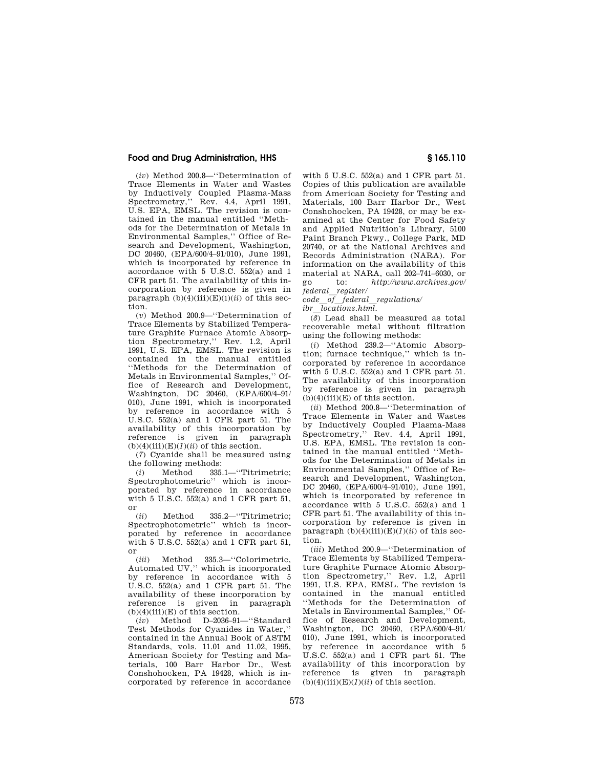(*iv*) Method 200.8—''Determination of Trace Elements in Water and Wastes by Inductively Coupled Plasma-Mass Spectrometry,'' Rev. 4.4, April 1991, U.S. EPA, EMSL. The revision is contained in the manual entitled ''Methods for the Determination of Metals in Environmental Samples,'' Office of Research and Development, Washington, DC 20460, (EPA/600/4–91/010), June 1991, which is incorporated by reference in accordance with 5 U.S.C. 552(a) and 1 CFR part 51. The availability of this incorporation by reference is given in paragraph (b)(4)(iii)(E)(1)(*ii*) of this section.

(*v*) Method 200.9—''Determination of Trace Elements by Stabilized Temperature Graphite Furnace Atomic Absorption Spectrometry,'' Rev. 1.2, April 1991, U.S. EPA, EMSL. The revision is contained in the manual entitled ''Methods for the Determination of Metals in Environmental Samples,'' Office of Research and Development, Washington, DC 20460, (EPA/600/4–91/010), June 1991, which is incorporated by reference in accordance with 5 U.S.C. 552(a) and 1 CFR part 51. The availability of this incorporation by reference is given in paragraph (b)(4)(iii)(E)(*1*)(*ii*) of this section.

(*7*) Cyanide shall be measured using the following methods:

(*i*) Method 335.1—''Titrimetric; Spectrophotometric'' which is incorporated by reference in accordance with 5 U.S.C. 552(a) and 1 CFR part 51, or

(*ii*) Method 335.2—''Titrimetric; Spectrophotometric'' which is incorporated by reference in accordance with 5 U.S.C. 552(a) and 1 CFR part 51, or

(*iii*) Method 335.3—''Colorimetric, Automated UV,'' which is incorporated by reference in accordance with 5 U.S.C. 552(a) and 1 CFR part 51. The availability of these incorporation by reference is given in paragraph (b)(4)(iii)(E) of this section.

(*iv*) Method D–2036–91—''Standard Test Methods for Cyanides in Water,'' contained in the Annual Book of ASTM Standards, vols. 11.01 and 11.02, 1995, American Society for Testing and Materials, 100 Barr Harbor Dr., West Conshohocken, PA 19428, which is incorporated by reference in accordance with 5 U.S.C. 552(a) and 1 CFR part 51. Copies of this publication are available from American Society for Testing and Materials, 100 Barr Harbor Dr., West Conshohocken, PA 19428, or may be examined at the Center for Food Safety and Applied Nutrition's Library, 5100 Paint Branch Pkwy., College Park, MD 20740, or at the National Archives and Records Administration (NARA). For information on the availability of this material at NARA, call 202–741–6030, or go to: *http://www.archives.gov/federal_register/code_of_federal_regulations/ibr_locations.html.*

(*8*) Lead shall be measured as total recoverable metal without filtration using the following methods:

(*i*) Method 239.2—''Atomic Absorption; furnace technique,'' which is incorporated by reference in accordance with 5 U.S.C. 552(a) and 1 CFR part 51. The availability of this incorporation by reference is given in paragraph (b)(4)(iii)(E) of this section.

(*ii*) Method 200.8—''Determination of Trace Elements in Water and Wastes by Inductively Coupled Plasma-Mass Spectrometry,'' Rev. 4.4, April 1991, U.S. EPA, EMSL. The revision is contained in the manual entitled ''Methods for the Determination of Metals in Environmental Samples,'' Office of Research and Development, Washington, DC 20460, (EPA/600/4–91/010), June 1991, which is incorporated by reference in accordance with 5 U.S.C. 552(a) and 1 CFR part 51. The availability of this incorporation by reference is given in paragraph (b)(4)(iii)(E)(*1*)(*ii*) of this section.

(*iii*) Method 200.9—''Determination of Trace Elements by Stabilized Temperature Graphite Furnace Atomic Absorption Spectrometry,'' Rev. 1.2, April 1991, U.S. EPA, EMSL. The revision is contained in the manual entitled ''Methods for the Determination of Metals in Environmental Samples,'' Office of Research and Development, Washington, DC 20460, (EPA/600/4–91/010), June 1991, which is incorporated by reference in accordance with 5 U.S.C. 552(a) and 1 CFR part 51. The availability of this incorporation by reference is given in paragraph (b)(4)(iii)(E)(*1*)(*ii*) of this section.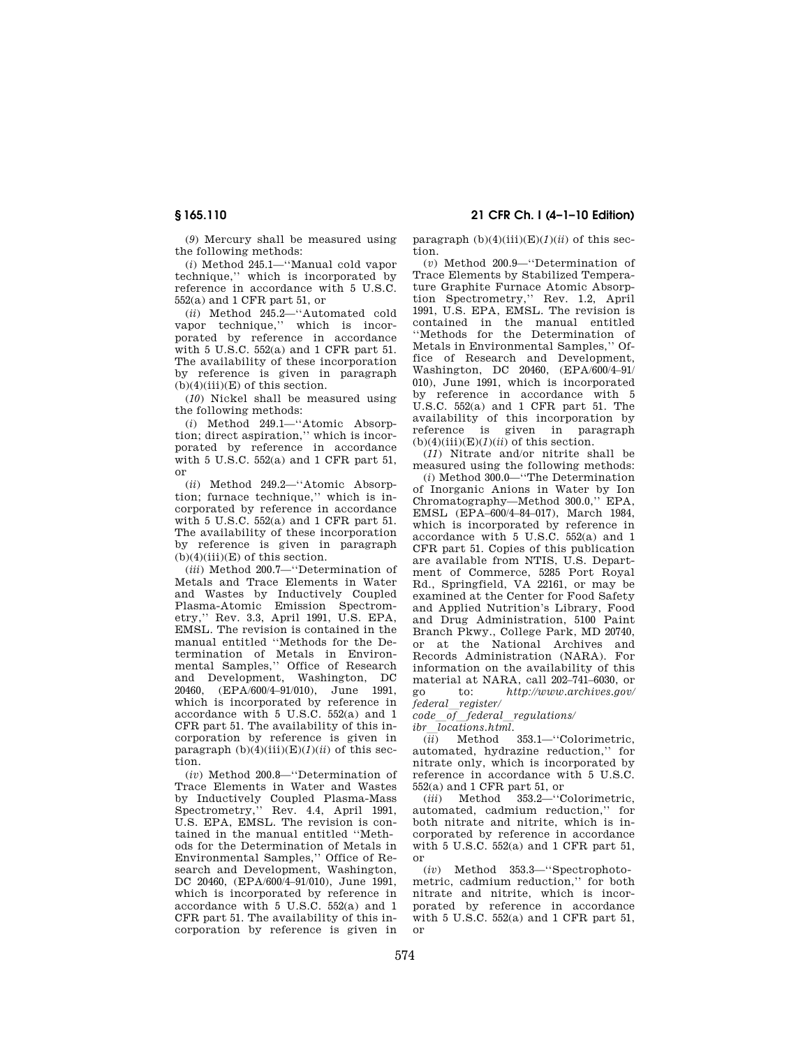(*9*) Mercury shall be measured using the following methods:

(*i*) Method 245.1—''Manual cold vapor technique,'' which is incorporated by reference in accordance with 5 U.S.C. 552(a) and 1 CFR part 51, or

(*ii*) Method 245.2—''Automated cold vapor technique,'' which is incorporated by reference in accordance with 5 U.S.C. 552(a) and 1 CFR part 51. The availability of these incorporation by reference is given in paragraph (b)(4)(iii)(E) of this section.

(*10*) Nickel shall be measured using the following methods:

(*i*) Method 249.1—''Atomic Absorption; direct aspiration,'' which is incorporated by reference in accordance with 5 U.S.C. 552(a) and 1 CFR part 51, or

(*ii*) Method 249.2—''Atomic Absorption; furnace technique,'' which is incorporated by reference in accordance with 5 U.S.C. 552(a) and 1 CFR part 51. The availability of these incorporation by reference is given in paragraph (b)(4)(iii)(E) of this section.

(*iii*) Method 200.7—''Determination of Metals and Trace Elements in Water and Wastes by Inductively Coupled Plasma-Atomic Emission Spectrometry,'' Rev. 3.3, April 1991, U.S. EPA, EMSL. The revision is contained in the manual entitled ''Methods for the Determination of Metals in Environmental Samples,'' Office of Research and Development, Washington, DC 20460, (EPA/600/4–91/010), June 1991, which is incorporated by reference in accordance with 5 U.S.C. 552(a) and 1 CFR part 51. The availability of this incorporation by reference is given in paragraph (b)(4)(iii)(E)(*1*)(*ii*) of this section.

(*iv*) Method 200.8—''Determination of Trace Elements in Water and Wastes by Inductively Coupled Plasma-Mass Spectrometry,'' Rev. 4.4, April 1991, U.S. EPA, EMSL. The revision is contained in the manual entitled ''Methods for the Determination of Metals in Environmental Samples,'' Office of Research and Development, Washington, DC 20460, (EPA/600/4–91/010), June 1991, which is incorporated by reference in accordance with 5 U.S.C. 552(a) and 1 CFR part 51. The availability of this incorporation by reference is given in paragraph (b)(4)(iii)(E)(*1*)(*ii*) of this section.

(*v*) Method 200.9—''Determination of Trace Elements by Stabilized Temperature Graphite Furnace Atomic Absorption Spectrometry,'' Rev. 1.2, April 1991, U.S. EPA, EMSL. The revision is contained in the manual entitled ''Methods for the Determination of Metals in Environmental Samples,'' Office of Research and Development, Washington, DC 20460, (EPA/600/4–91/010), June 1991, which is incorporated by reference in accordance with 5 U.S.C. 552(a) and 1 CFR part 51. The availability of this incorporation by reference is given in paragraph (b)(4)(iii)(E)(*1*)(*ii*) of this section.

(*11*) Nitrate and/or nitrite shall be measured using the following methods:

(*i*) Method 300.0—''The Determination of Inorganic Anions in Water by Ion Chromatography—Method 300.0,'' EPA, EMSL (EPA–600/4–84–017), March 1984, which is incorporated by reference in accordance with 5 U.S.C. 552(a) and 1 CFR part 51. Copies of this publication are available from NTIS, U.S. Department of Commerce, 5285 Port Royal Rd., Springfield, VA 22161, or may be examined at the Center for Food Safety and Applied Nutrition's Library, Food and Drug Administration, 5100 Paint Branch Pkwy., College Park, MD 20740, or at the National Archives and Records Administration (NARA). For information on the availability of this material at NARA, call 202–741–6030, or go to: *http://www.archives.gov/federal_register/code_of_federal_regulations/ibr_locations.html.*

(*ii*) Method 353.1—''Colorimetric, automated, hydrazine reduction,'' for nitrate only, which is incorporated by reference in accordance with 5 U.S.C. 552(a) and 1 CFR part 51, or

(*iii*) Method 353.2—''Colorimetric, automated, cadmium reduction,'' for both nitrate and nitrite, which is incorporated by reference in accordance with 5 U.S.C. 552(a) and 1 CFR part 51, or

(*iv*) Method 353.3—''Spectrophotometric, cadmium reduction,'' for both nitrate and nitrite, which is incorporated by reference in accordance with 5 U.S.C. 552(a) and 1 CFR part 51, or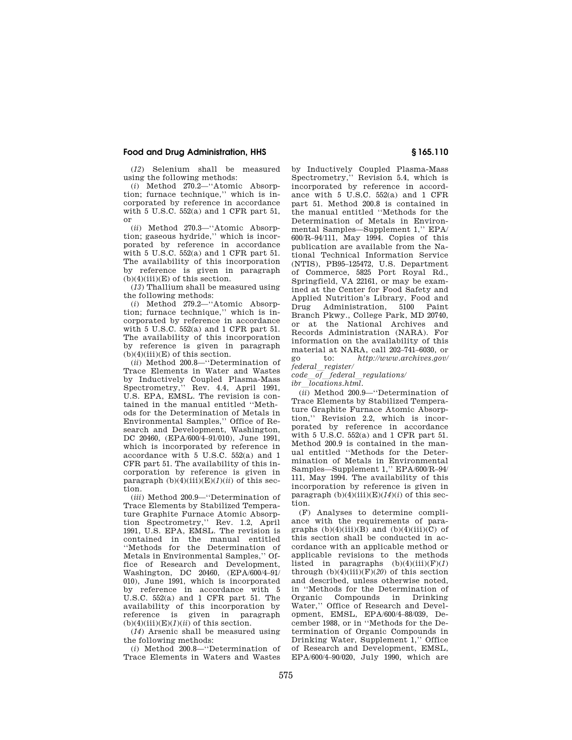(*12*) Selenium shall be measured using the following methods:

(*i*) Method 270.2—''Atomic Absorption; furnace technique,'' which is incorporated by reference in accordance with 5 U.S.C. 552(a) and 1 CFR part 51, or

(*ii*) Method 270.3—''Atomic Absorption; gaseous hydride,'' which is incorporated by reference in accordance with 5 U.S.C. 552(a) and 1 CFR part 51. The availability of this incorporation by reference is given in paragraph (b)(4)(iii)(E) of this section.

(*13*) Thallium shall be measured using the following methods:

(*i*) Method 279.2—''Atomic Absorption; furnace technique,'' which is incorporated by reference in accordance with 5 U.S.C. 552(a) and 1 CFR part 51. The availability of this incorporation by reference is given in paragraph (b)(4)(iii)(E) of this section.

(*ii*) Method 200.8—''Determination of Trace Elements in Water and Wastes by Inductively Coupled Plasma-Mass Spectrometry,'' Rev. 4.4, April 1991, U.S. EPA, EMSL. The revision is contained in the manual entitled ''Methods for the Determination of Metals in Environmental Samples,'' Office of Research and Development, Washington, DC 20460, (EPA/600/4–91/010), June 1991, which is incorporated by reference in accordance with 5 U.S.C. 552(a) and 1 CFR part 51. The availability of this incorporation by reference is given in paragraph (b)(4)(iii)(E)(*1*)(*ii*) of this section.

(*iii*) Method 200.9—''Determination of Trace Elements by Stabilized Temperature Graphite Furnace Atomic Absorption Spectrometry,'' Rev. 1.2, April 1991, U.S. EPA, EMSL. The revision is contained in the manual entitled ''Methods for the Determination of Metals in Environmental Samples,'' Office of Research and Development, Washington, DC 20460, (EPA/600/4–91/010), June 1991, which is incorporated by reference in accordance with 5 U.S.C. 552(a) and 1 CFR part 51. The availability of this incorporation by reference is given in paragraph (b)(4)(iii)(E)(*1*)(*ii*) of this section.

(*14*) Arsenic shall be measured using the following methods:

(*i*) Method 200.8—''Determination of Trace Elements in Waters and Wastes by Inductively Coupled Plasma-Mass Spectrometry,'' Revision 5.4, which is incorporated by reference in accordance with 5 U.S.C. 552(a) and 1 CFR part 51. Method 200.8 is contained in the manual entitled ''Methods for the Determination of Metals in Environmental Samples—Supplement 1,'' EPA/600/R–94/111, May 1994. Copies of this publication are available from the National Technical Information Service (NTIS), PB95–125472, U.S. Department of Commerce, 5825 Port Royal Rd., Springfield, VA 22161, or may be examined at the Center for Food Safety and Applied Nutrition's Library, Food and Drug Administration, 5100 Paint Branch Pkwy., College Park, MD 20740, or at the National Archives and Records Administration (NARA). For information on the availability of this material at NARA, call 202–741–6030, or go to: *http://www.archives.gov/federal_register/code_of_federal_regulations/ibr_locations.html*.

(*ii*) Method 200.9—''Determination of Trace Elements by Stabilized Temperature Graphite Furnace Atomic Absorption,'' Revision 2.2, which is incorporated by reference in accordance with 5 U.S.C. 552(a) and 1 CFR part 51. Method 200.9 is contained in the manual entitled ''Methods for the Determination of Metals in Environmental Samples—Supplement 1,'' EPA/600/R–94/111, May 1994. The availability of this incorporation by reference is given in paragraph (b)(4)(iii)(E)(*14*)(*i*) of this section.

(F) Analyses to determine compliance with the requirements of paragraphs (b)(4)(iii)(B) and (b)(4)(iii)(C) of this section shall be conducted in accordance with an applicable method or applicable revisions to the methods listed in paragraphs (b)(4)(iii)(F)(*1*) through (b)(4)(iii)(F)(*20*) of this section and described, unless otherwise noted, in ''Methods for the Determination of Organic Compounds in Drinking Water,'' Office of Research and Development, EMSL, EPA/600/4–88/039, December 1988, or in ''Methods for the Determination of Organic Compounds in Drinking Water, Supplement 1,'' Office of Research and Development, EMSL, EPA/600/4–90/020, July 1990, which are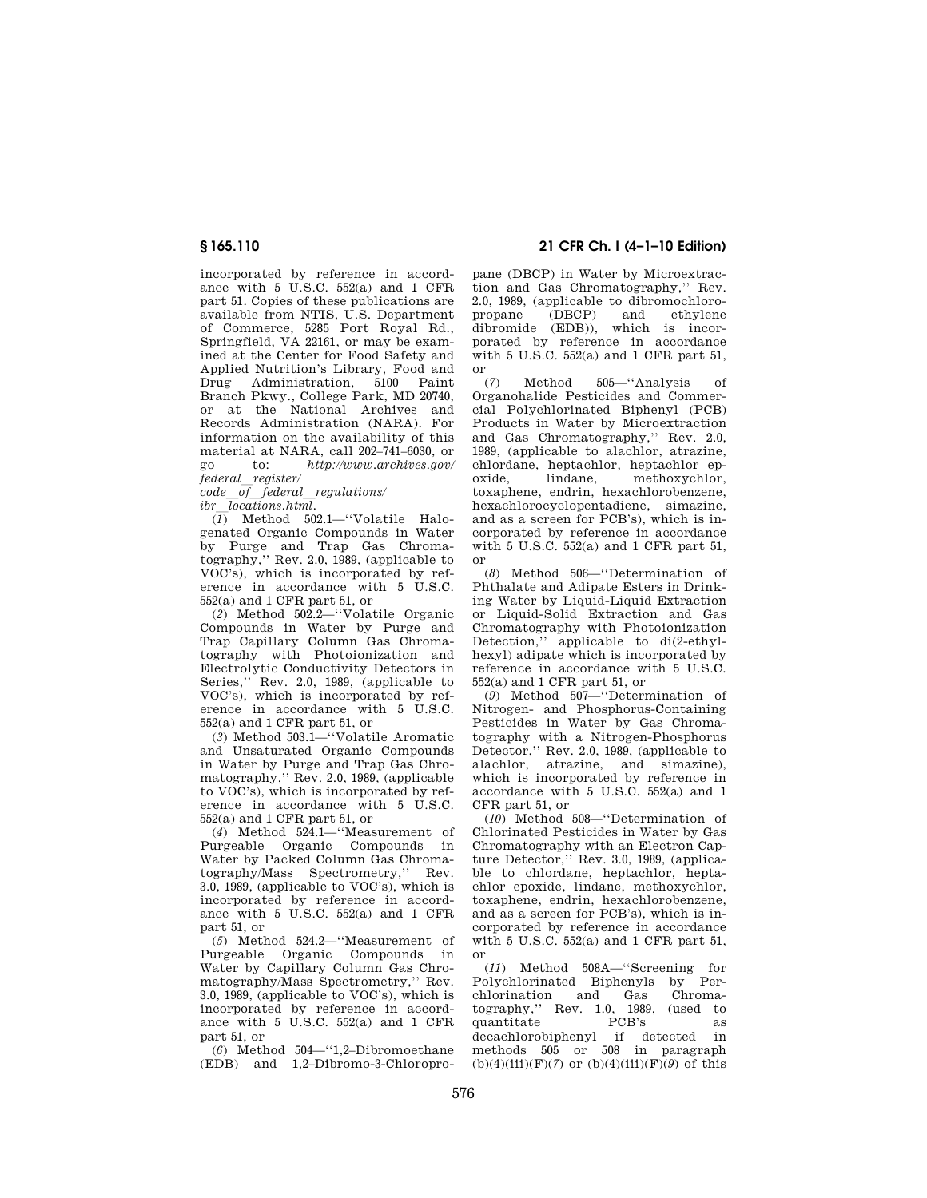incorporated by reference in accordance with 5 U.S.C. 552(a) and 1 CFR part 51. Copies of these publications are available from NTIS, U.S. Department of Commerce, 5285 Port Royal Rd., Springfield, VA 22161, or may be examined at the Center for Food Safety and Applied Nutrition's Library, Food and Drug Administration, 5100 Paint Branch Pkwy., College Park, MD 20740, or at the National Archives and Records Administration (NARA). For information on the availability of this material at NARA, call 202–741–6030, or go to: *http://www.archives.gov/federal_register/code_of_federal_regulations/ibr_locations.html*.

(*1*) Method 502.1—''Volatile Halogenated Organic Compounds in Water by Purge and Trap Gas Chromatography,'' Rev. 2.0, 1989, (applicable to VOC's), which is incorporated by reference in accordance with 5 U.S.C. 552(a) and 1 CFR part 51, or

(*2*) Method 502.2—''Volatile Organic Compounds in Water by Purge and Trap Capillary Column Gas Chromatography with Photoionization and Electrolytic Conductivity Detectors in Series,'' Rev. 2.0, 1989, (applicable to VOC's), which is incorporated by reference in accordance with 5 U.S.C. 552(a) and 1 CFR part 51, or

(*3*) Method 503.1—''Volatile Aromatic and Unsaturated Organic Compounds in Water by Purge and Trap Gas Chromatography,'' Rev. 2.0, 1989, (applicable to VOC's), which is incorporated by reference in accordance with 5 U.S.C. 552(a) and 1 CFR part 51, or

(*4*) Method 524.1—''Measurement of Purgeable Organic Compounds in Water by Packed Column Gas Chromatography/Mass Spectrometry,'' Rev. 3.0, 1989, (applicable to VOC's), which is incorporated by reference in accordance with 5 U.S.C. 552(a) and 1 CFR part 51, or

(*5*) Method 524.2—''Measurement of Purgeable Organic Compounds in Water by Capillary Column Gas Chromatography/Mass Spectrometry,'' Rev. 3.0, 1989, (applicable to VOC's), which is incorporated by reference in accordance with 5 U.S.C. 552(a) and 1 CFR part 51, or

(*6*) Method 504—''1,2–Dibromoethane (EDB) and 1,2–Dibromo-3-Chloropropane (DBCP) in Water by Microextraction and Gas Chromatography,'' Rev. 2.0, 1989, (applicable to dibromochloropropane (DBCP) and ethylene dibromide (EDB)), which is incorporated by reference in accordance with 5 U.S.C. 552(a) and 1 CFR part 51, or

(*7*) Method 505—''Analysis of Organohalide Pesticides and Commercial Polychlorinated Biphenyl (PCB) Products in Water by Microextraction and Gas Chromatography,'' Rev. 2.0, 1989, (applicable to alachlor, atrazine, chlordane, heptachlor, heptachlor epoxide, lindane, methoxychlor, toxaphene, endrin, hexachlorobenzene, hexachlorocyclopentadiene, simazine, and as a screen for PCB's), which is incorporated by reference in accordance with 5 U.S.C. 552(a) and 1 CFR part 51, or

(*8*) Method 506—''Determination of Phthalate and Adipate Esters in Drinking Water by Liquid-Liquid Extraction or Liquid-Solid Extraction and Gas Chromatography with Photoionization Detection,'' applicable to di(2-ethylhexyl) adipate which is incorporated by reference in accordance with 5 U.S.C. 552(a) and 1 CFR part 51, or

(*9*) Method 507—''Determination of Nitrogen- and Phosphorus-Containing Pesticides in Water by Gas Chromatography with a Nitrogen-Phosphorus Detector,'' Rev. 2.0, 1989, (applicable to alachlor, atrazine, and simazine), which is incorporated by reference in accordance with 5 U.S.C. 552(a) and 1 CFR part 51, or

(*10*) Method 508—''Determination of Chlorinated Pesticides in Water by Gas Chromatography with an Electron Capture Detector,'' Rev. 3.0, 1989, (applicable to chlordane, heptachlor, heptachlor epoxide, lindane, methoxychlor, toxaphene, endrin, hexachlorobenzene, and as a screen for PCB's), which is incorporated by reference in accordance with 5 U.S.C. 552(a) and 1 CFR part 51, or

(*11*) Method 508A—''Screening for Polychlorinated Biphenyls by Perchlorination and Gas Chromatography,'' Rev. 1.0, 1989, (used to quantitate PCB's as decachlorobiphenyl if detected in methods 505 or 508 in paragraph (b)(4)(iii)(F)(*7*) or (b)(4)(iii)(F)(*9*) of this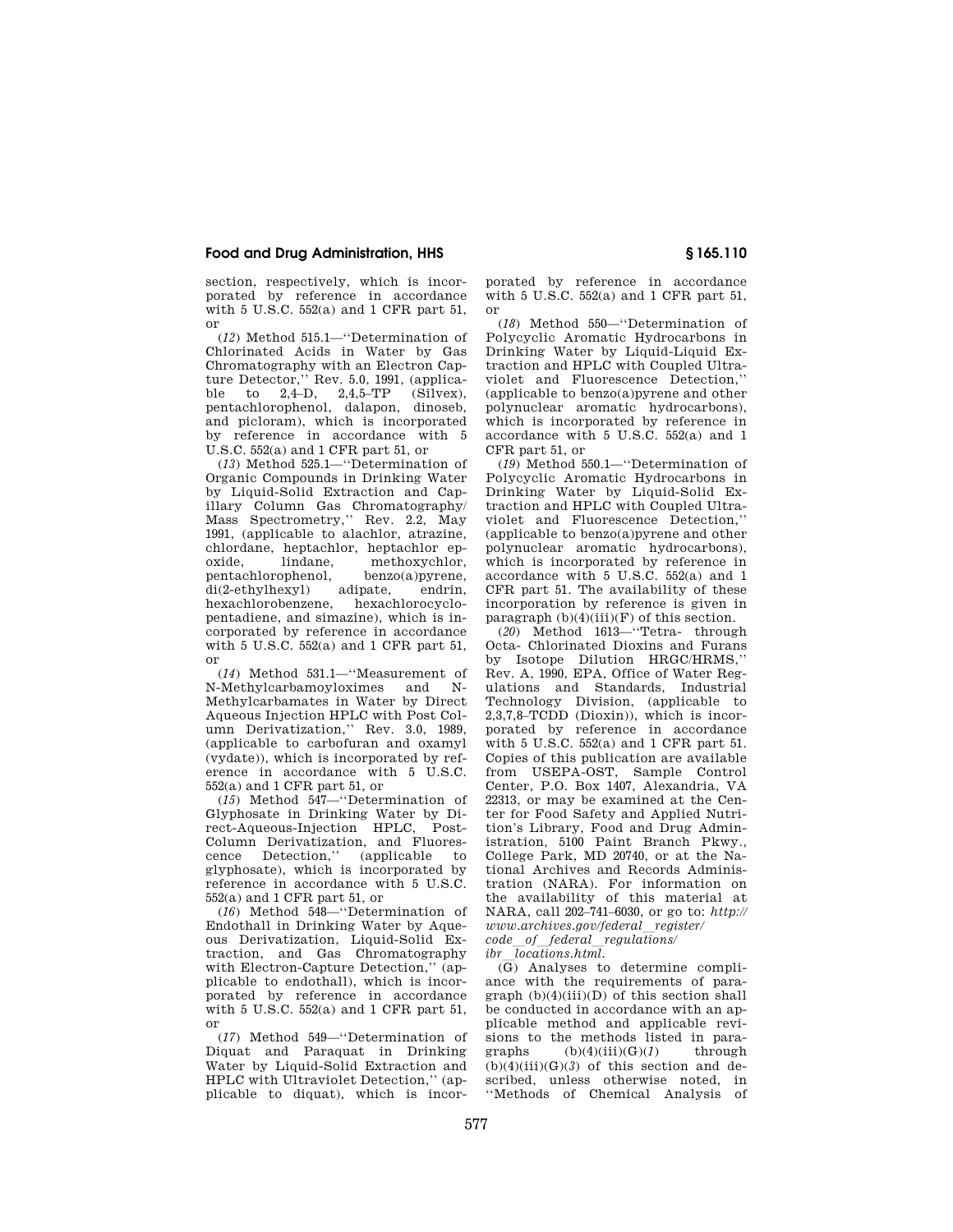section, respectively, which is incorporated by reference in accordance with 5 U.S.C. 552(a) and 1 CFR part 51, or

(*12*) Method 515.1—''Determination of Chlorinated Acids in Water by Gas Chromatography with an Electron Capture Detector,'' Rev. 5.0, 1991, (applicable to 2,4–D, 2,4,5–TP (Silvex), pentachlorophenol, dalapon, dinoseb, and picloram), which is incorporated by reference in accordance with 5 U.S.C. 552(a) and 1 CFR part 51, or

(*13*) Method 525.1—''Determination of Organic Compounds in Drinking Water by Liquid-Solid Extraction and Capillary Column Gas Chromatography/Mass Spectrometry,'' Rev. 2.2, May 1991, (applicable to alachlor, atrazine, chlordane, heptachlor, heptachlor epoxide, lindane, methoxychlor, pentachlorophenol, benzo(a)pyrene, di(2-ethylhexyl) adipate, endrin, hexachlorobenzene, hexachlorocyclopentadiene, and simazine), which is incorporated by reference in accordance with 5 U.S.C. 552(a) and 1 CFR part 51, or

(*14*) Method 531.1—''Measurement of N-Methylcarbamoyloximes and N-Methylcarbamates in Water by Direct Aqueous Injection HPLC with Post Column Derivatization,'' Rev. 3.0, 1989, (applicable to carbofuran and oxamyl (vydate)), which is incorporated by reference in accordance with 5 U.S.C. 552(a) and 1 CFR part 51, or

(*15*) Method 547—''Determination of Glyphosate in Drinking Water by Direct-Aqueous-Injection HPLC, Post-Column Derivatization, and Fluorescence Detection,'' (applicable to glyphosate), which is incorporated by reference in accordance with 5 U.S.C. 552(a) and 1 CFR part 51, or

(*16*) Method 548—''Determination of Endothall in Drinking Water by Aqueous Derivatization, Liquid-Solid Extraction, and Gas Chromatography with Electron-Capture Detection,'' (applicable to endothall), which is incorporated by reference in accordance with 5 U.S.C. 552(a) and 1 CFR part 51, or

(*17*) Method 549—''Determination of Diquat and Paraquat in Drinking Water by Liquid-Solid Extraction and HPLC with Ultraviolet Detection,'' (applicable to diquat), which is incorporated by reference in accordance with 5 U.S.C. 552(a) and 1 CFR part 51, or

(*18*) Method 550—''Determination of Polycyclic Aromatic Hydrocarbons in Drinking Water by Liquid-Liquid Extraction and HPLC with Coupled Ultraviolet and Fluorescence Detection,'' (applicable to benzo(a)pyrene and other polynuclear aromatic hydrocarbons), which is incorporated by reference in accordance with 5 U.S.C. 552(a) and 1 CFR part 51, or

(*19*) Method 550.1—''Determination of Polycyclic Aromatic Hydrocarbons in Drinking Water by Liquid-Solid Extraction and HPLC with Coupled Ultraviolet and Fluorescence Detection,'' (applicable to benzo(a)pyrene and other polynuclear aromatic hydrocarbons), which is incorporated by reference in accordance with 5 U.S.C. 552(a) and 1 CFR part 51. The availability of these incorporation by reference is given in paragraph (b)(4)(iii)(F) of this section.

(*20*) Method 1613—''Tetra- through Octa- Chlorinated Dioxins and Furans by Isotope Dilution HRGC/HRMS,'' Rev. A, 1990, EPA, Office of Water Regulations and Standards, Industrial Technology Division, (applicable to 2,3,7,8–TCDD (Dioxin)), which is incorporated by reference in accordance with 5 U.S.C. 552(a) and 1 CFR part 51. Copies of this publication are available from USEPA-OST, Sample Control Center, P.O. Box 1407, Alexandria, VA 22313, or may be examined at the Center for Food Safety and Applied Nutrition's Library, Food and Drug Administration, 5100 Paint Branch Pkwy., College Park, MD 20740, or at the National Archives and Records Administration (NARA). For information on the availability of this material at NARA, call 202–741–6030, or go to: *http://www.archives.gov/federal_register/code_of_federal_regulations/ibr_locations.html.*

(G) Analyses to determine compliance with the requirements of paragraph (b)(4)(iii)(D) of this section shall be conducted in accordance with an applicable method and applicable revisions to the methods listed in paragraphs (b)(4)(iii)(G)(*1*) through (b)(4)(iii)(G)(*3*) of this section and described, unless otherwise noted, in ''Methods of Chemical Analysis of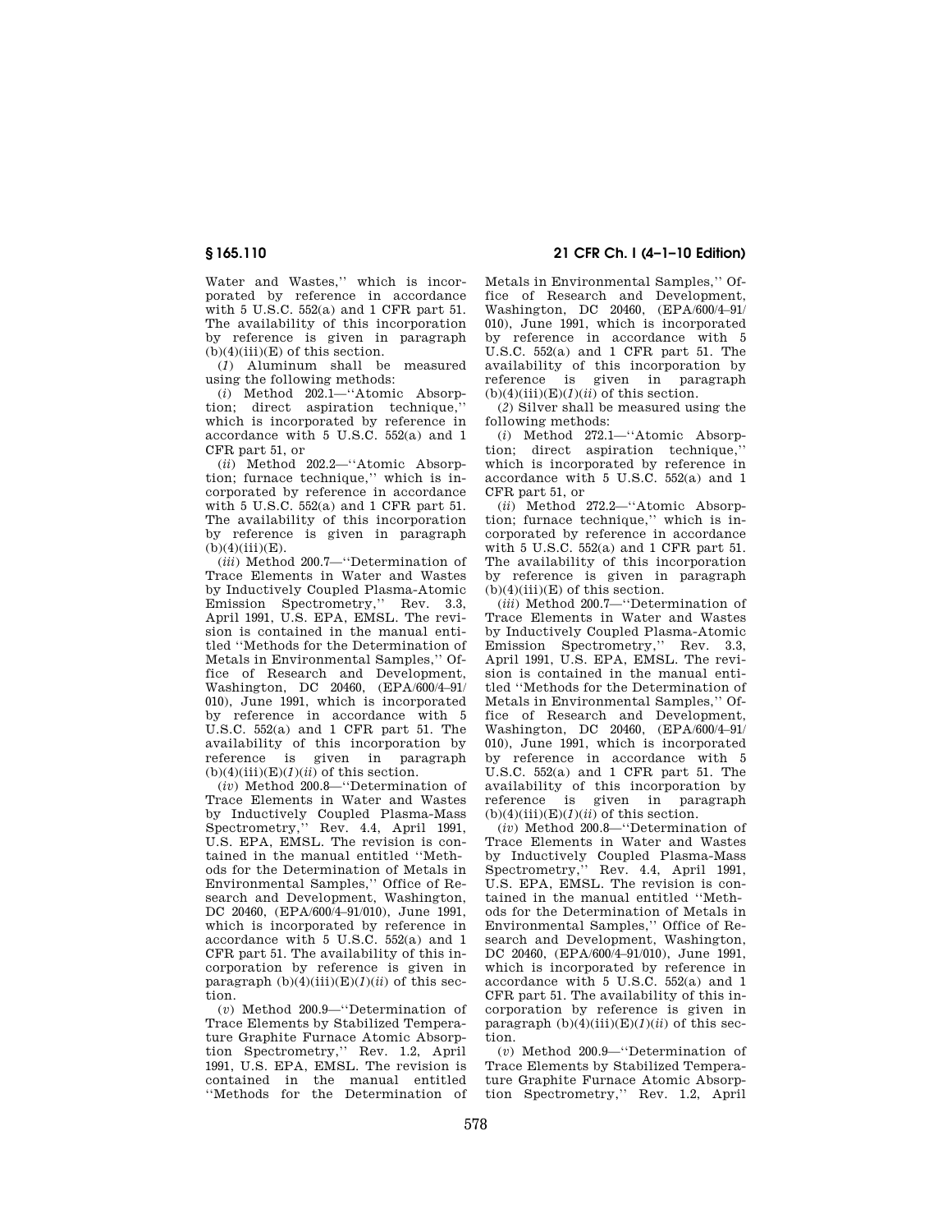Water and Wastes,'' which is incorporated by reference in accordance with 5 U.S.C. 552(a) and 1 CFR part 51. The availability of this incorporation by reference is given in paragraph (b)(4)(iii)(E) of this section.

(*1*) Aluminum shall be measured using the following methods:

(*i*) Method 202.1—''Atomic Absorption; direct aspiration technique,'' which is incorporated by reference in accordance with 5 U.S.C. 552(a) and 1 CFR part 51, or

(*ii*) Method 202.2—''Atomic Absorption; furnace technique,'' which is incorporated by reference in accordance with 5 U.S.C. 552(a) and 1 CFR part 51. The availability of this incorporation by reference is given in paragraph (b)(4)(iii)(E).

(*iii*) Method 200.7—''Determination of Trace Elements in Water and Wastes by Inductively Coupled Plasma-Atomic Emission Spectrometry,'' Rev. 3.3, April 1991, U.S. EPA, EMSL. The revision is contained in the manual entitled ''Methods for the Determination of Metals in Environmental Samples,'' Office of Research and Development, Washington, DC 20460, (EPA/600/4–91/010), June 1991, which is incorporated by reference in accordance with 5 U.S.C. 552(a) and 1 CFR part 51. The availability of this incorporation by reference is given in paragraph (b)(4)(iii)(E)(*1*)(*ii*) of this section.

(*iv*) Method 200.8—''Determination of Trace Elements in Water and Wastes by Inductively Coupled Plasma-Mass Spectrometry,'' Rev. 4.4, April 1991, U.S. EPA, EMSL. The revision is contained in the manual entitled ''Methods for the Determination of Metals in Environmental Samples,'' Office of Research and Development, Washington, DC 20460, (EPA/600/4–91/010), June 1991, which is incorporated by reference in accordance with 5 U.S.C. 552(a) and 1 CFR part 51. The availability of this incorporation by reference is given in paragraph (b)(4)(iii)(E)(*1*)(*ii*) of this section.

(*v*) Method 200.9—''Determination of Trace Elements by Stabilized Temperature Graphite Furnace Atomic Absorption Spectrometry,'' Rev. 1.2, April 1991, U.S. EPA, EMSL. The revision is contained in the manual entitled ''Methods for the Determination of Metals in Environmental Samples,'' Office of Research and Development, Washington, DC 20460, (EPA/600/4–91/010), June 1991, which is incorporated by reference in accordance with 5 U.S.C. 552(a) and 1 CFR part 51. The availability of this incorporation by reference is given in paragraph (b)(4)(iii)(E)(*1*)(*ii*) of this section.

(*2*) Silver shall be measured using the following methods:

(*i*) Method 272.1—''Atomic Absorption; direct aspiration technique,'' which is incorporated by reference in accordance with 5 U.S.C. 552(a) and 1 CFR part 51, or

(*ii*) Method 272.2—''Atomic Absorption; furnace technique,'' which is incorporated by reference in accordance with 5 U.S.C. 552(a) and 1 CFR part 51. The availability of this incorporation by reference is given in paragraph (b)(4)(iii)(E) of this section.

(*iii*) Method 200.7—''Determination of Trace Elements in Water and Wastes by Inductively Coupled Plasma-Atomic Emission Spectrometry,'' Rev. 3.3, April 1991, U.S. EPA, EMSL. The revision is contained in the manual entitled ''Methods for the Determination of Metals in Environmental Samples,'' Office of Research and Development, Washington, DC 20460, (EPA/600/4–91/010), June 1991, which is incorporated by reference in accordance with 5 U.S.C. 552(a) and 1 CFR part 51. The availability of this incorporation by reference is given in paragraph (b)(4)(iii)(E)(*1*)(*ii*) of this section.

(*iv*) Method 200.8—''Determination of Trace Elements in Water and Wastes by Inductively Coupled Plasma-Mass Spectrometry,'' Rev. 4.4, April 1991, U.S. EPA, EMSL. The revision is contained in the manual entitled ''Methods for the Determination of Metals in Environmental Samples,'' Office of Research and Development, Washington, DC 20460, (EPA/600/4–91/010), June 1991, which is incorporated by reference in accordance with 5 U.S.C. 552(a) and 1 CFR part 51. The availability of this incorporation by reference is given in paragraph (b)(4)(iii)(E)(*1*)(*ii*) of this section.

(*v*) Method 200.9—''Determination of Trace Elements by Stabilized Temperature Graphite Furnace Atomic Absorption Spectrometry,'' Rev. 1.2, April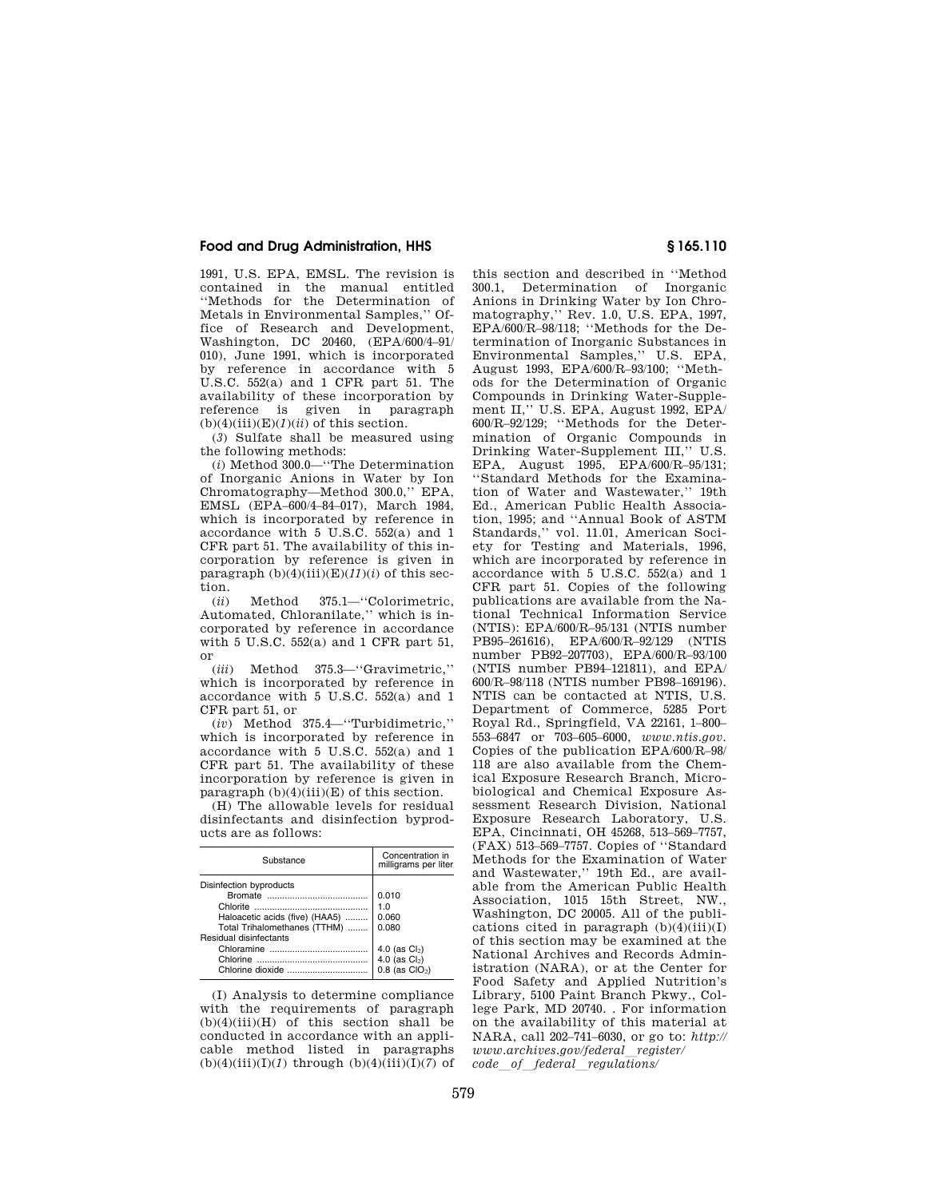1991, U.S. EPA, EMSL. The revision is contained in the manual entitled ''Methods for the Determination of Metals in Environmental Samples,'' Office of Research and Development, Washington, DC 20460, (EPA/600/4–91/010), June 1991, which is incorporated by reference in accordance with 5 U.S.C. 552(a) and 1 CFR part 51. The availability of these incorporation by reference is given in paragraph (b)(4)(iii)(E)(*1*)(*ii*) of this section.

(*3*) Sulfate shall be measured using the following methods:

(*i*) Method 300.0—''The Determination of Inorganic Anions in Water by Ion Chromatography—Method 300.0,'' EPA, EMSL (EPA–600/4–84–017), March 1984, which is incorporated by reference in accordance with 5 U.S.C. 552(a) and 1 CFR part 51. The availability of this incorporation by reference is given in paragraph (b)(4)(iii)(E)(*11*)(*i*) of this section.

(*ii*) Method 375.1—''Colorimetric, Automated, Chloranilate,'' which is incorporated by reference in accordance with 5 U.S.C. 552(a) and 1 CFR part 51, or

(*iii*) Method 375.3—''Gravimetric,'' which is incorporated by reference in accordance with 5 U.S.C. 552(a) and 1 CFR part 51, or

(*iv*) Method 375.4—''Turbidimetric,'' which is incorporated by reference in accordance with 5 U.S.C. 552(a) and 1 CFR part 51. The availability of these incorporation by reference is given in paragraph (b)(4)(iii)(E) of this section.

(H) The allowable levels for residual disinfectants and disinfection byproducts are as follows:

| Substance | Concentration in milligrams per liter |
|---|---|
| Disinfection byproducts | |
| Bromate | 0.010 |
| Chlorite | 1.0 |
| Haloacetic acids (five) (HAA5) | 0.060 |
| Total Trihalomethanes (TTHM) | 0.080 |
| Residual disinfectants | |
| Chloramine | 4.0 (as $Cl_2$) |
| Chlorine | 4.0 (as $Cl_2$) |
| Chlorine dioxide | 0.8 (as $ClO_2$) |

(I) Analysis to determine compliance with the requirements of paragraph (b)(4)(iii)(H) of this section shall be conducted in accordance with an applicable method listed in paragraphs (b)(4)(iii)(I)(*1*) through (b)(4)(iii)(I)(*7*) of this section and described in ''Method 300.1, Determination of Inorganic Anions in Drinking Water by Ion Chromatography,'' Rev. 1.0, U.S. EPA, 1997, EPA/600/R–98/118; ''Methods for the Determination of Inorganic Substances in Environmental Samples,'' U.S. EPA, August 1993, EPA/600/R–93/100; ''Methods for the Determination of Organic Compounds in Drinking Water-Supplement II,'' U.S. EPA, August 1992, EPA/600/R–92/129; ''Methods for the Determination of Organic Compounds in Drinking Water-Supplement III,'' U.S. EPA, August 1995, EPA/600/R–95/131; ''Standard Methods for the Examination of Water and Wastewater,'' 19th Ed., American Public Health Association, 1995; and ''Annual Book of ASTM Standards,'' vol. 11.01, American Society for Testing and Materials, 1996, which are incorporated by reference in accordance with 5 U.S.C. 552(a) and 1 CFR part 51. Copies of the following publications are available from the National Technical Information Service (NTIS): EPA/600/R–95/131 (NTIS number PB95–261616), EPA/600/R–92/129 (NTIS number PB92–207703), EPA/600/R–93/100 (NTIS number PB94–121811), and EPA/600/R–98/118 (NTIS number PB98–169196). NTIS can be contacted at NTIS, U.S. Department of Commerce, 5285 Port Royal Rd., Springfield, VA 22161, 1–800–553–6847 or 703–605–6000, *www.ntis.gov*. Copies of the publication EPA/600/R–98/118 are also available from the Chemical Exposure Research Branch, Microbiological and Chemical Exposure Assessment Research Division, National Exposure Research Laboratory, U.S. EPA, Cincinnati, OH 45268, 513–569–7757, (FAX) 513–569–7757. Copies of ''Standard Methods for the Examination of Water and Wastewater,'' 19th Ed., are available from the American Public Health Association, 1015 15th Street, NW., Washington, DC 20005. All of the publications cited in paragraph (b)(4)(iii)(I) of this section may be examined at the National Archives and Records Administration (NARA), or at the Center for Food Safety and Applied Nutrition's Library, 5100 Paint Branch Pkwy., College Park, MD 20740. . For information on the availability of this material at NARA, call 202–741–6030, or go to: *http://www.archives.gov/federal_register/code_of_federal_regulations/*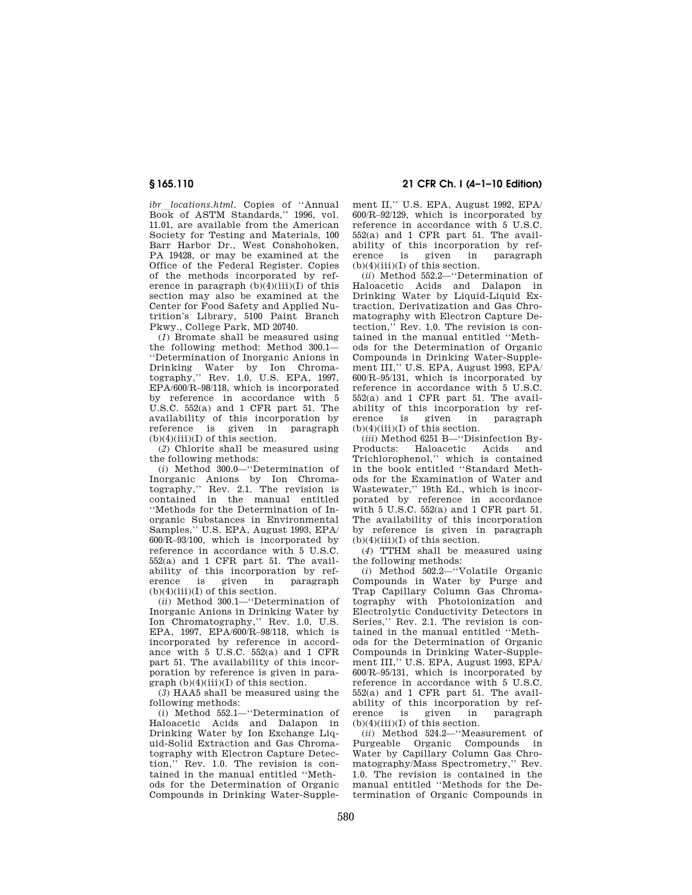*ibr_locations.html*. Copies of ''Annual Book of ASTM Standards,'' 1996, vol. 11.01, are available from the American Society for Testing and Materials, 100 Barr Harbor Dr., West Conshohocken, PA 19428, or may be examined at the Office of the Federal Register. Copies of the methods incorporated by reference in paragraph (b)(4)(iii)(I) of this section may also be examined at the Center for Food Safety and Applied Nutrition's Library, 5100 Paint Branch Pkwy., College Park, MD 20740.

(*1*) Bromate shall be measured using the following method: Method 300.1—''Determination of Inorganic Anions in Drinking Water by Ion Chromatography,'' Rev. 1.0, U.S. EPA, 1997, EPA/600/R–98/118, which is incorporated by reference in accordance with 5 U.S.C. 552(a) and 1 CFR part 51. The availability of this incorporation by reference is given in paragraph (b)(4)(iii)(I) of this section.

(*2*) Chlorite shall be measured using the following methods:

(*i*) Method 300.0—''Determination of Inorganic Anions by Ion Chromatography,'' Rev. 2.1. The revision is contained in the manual entitled ''Methods for the Determination of Inorganic Substances in Environmental Samples,'' U.S. EPA, August 1993, EPA/600/R–93/100, which is incorporated by reference in accordance with 5 U.S.C. 552(a) and 1 CFR part 51. The availability of this incorporation by reference is given in paragraph (b)(4)(iii)(I) of this section.

(*ii*) Method 300.1—''Determination of Inorganic Anions in Drinking Water by Ion Chromatography,'' Rev. 1.0, U.S. EPA, 1997, EPA/600/R–98/118, which is incorporated by reference in accordance with 5 U.S.C. 552(a) and 1 CFR part 51. The availability of this incorporation by reference is given in paragraph (b)(4)(iii)(I) of this section.

(*3*) HAA5 shall be measured using the following methods:

(*i*) Method 552.1—''Determination of Haloacetic Acids and Dalapon in Drinking Water by Ion Exchange Liquid-Solid Extraction and Gas Chromatography with Electron Capture Detection,'' Rev. 1.0. The revision is contained in the manual entitled ''Methods for the Determination of Organic Compounds in Drinking Water-Supplement II,'' U.S. EPA, August 1992, EPA/600/R–92/129, which is incorporated by reference in accordance with 5 U.S.C. 552(a) and 1 CFR part 51. The availability of this incorporation by reference is given in paragraph (b)(4)(iii)(I) of this section.

(*ii*) Method 552.2—''Determination of Haloacetic Acids and Dalapon in Drinking Water by Liquid-Liquid Extraction, Derivatization and Gas Chromatography with Electron Capture Detection,'' Rev. 1.0. The revision is contained in the manual entitled ''Methods for the Determination of Organic Compounds in Drinking Water-Supplement III,'' U.S. EPA, August 1993, EPA/600/R–95/131, which is incorporated by reference in accordance with 5 U.S.C. 552(a) and 1 CFR part 51. The availability of this incorporation by reference is given in paragraph (b)(4)(iii)(I) of this section.

(*iii*) Method 6251 B—''Disinfection By-Products: Haloacetic Acids and Trichlorophenol,'' which is contained in the book entitled ''Standard Methods for the Examination of Water and Wastewater,'' 19th Ed., which is incorporated by reference in accordance with 5 U.S.C. 552(a) and 1 CFR part 51. The availability of this incorporation by reference is given in paragraph (b)(4)(iii)(I) of this section.

(*4*) TTHM shall be measured using the following methods:

(*i*) Method 502.2—''Volatile Organic Compounds in Water by Purge and Trap Capillary Column Gas Chromatography with Photoionization and Electrolytic Conductivity Detectors in Series,'' Rev. 2.1. The revision is contained in the manual entitled ''Methods for the Determination of Organic Compounds in Drinking Water-Supplement III,'' U.S. EPA, August 1993, EPA/600/R–95/131, which is incorporated by reference in accordance with 5 U.S.C. 552(a) and 1 CFR part 51. The availability of this incorporation by reference is given in paragraph (b)(4)(iii)(I) of this section.

(*ii*) Method 524.2—''Measurement of Purgeable Organic Compounds in Water by Capillary Column Gas Chromatography/Mass Spectrometry,'' Rev. 1.0. The revision is contained in the manual entitled ''Methods for the Determination of Organic Compounds in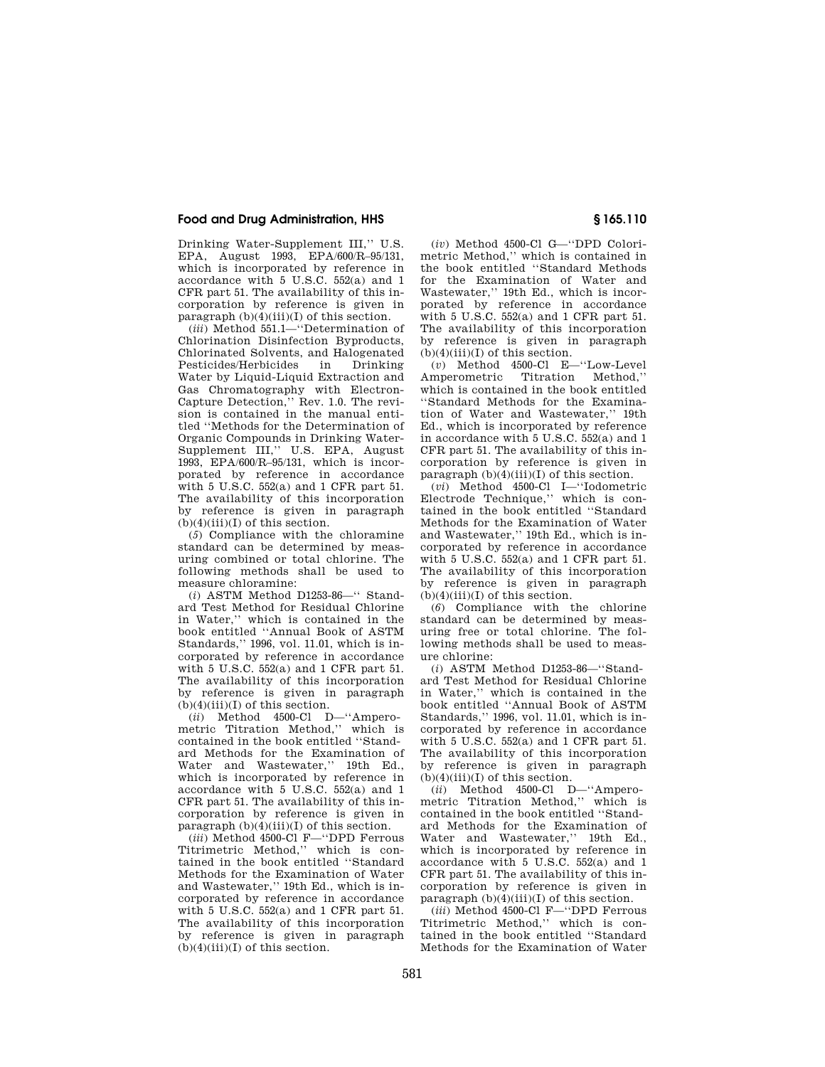Drinking Water-Supplement III,'' U.S. EPA, August 1993, EPA/600/R–95/131, which is incorporated by reference in accordance with 5 U.S.C. 552(a) and 1 CFR part 51. The availability of this incorporation by reference is given in paragraph (b)(4)(iii)(I) of this section.

(*iii*) Method 551.1—''Determination of Chlorination Disinfection Byproducts, Chlorinated Solvents, and Halogenated Pesticides/Herbicides in Drinking Water by Liquid-Liquid Extraction and Gas Chromatography with Electron-Capture Detection,'' Rev. 1.0. The revision is contained in the manual entitled ''Methods for the Determination of Organic Compounds in Drinking Water-Supplement III,'' U.S. EPA, August 1993, EPA/600/R–95/131, which is incorporated by reference in accordance with 5 U.S.C. 552(a) and 1 CFR part 51. The availability of this incorporation by reference is given in paragraph (b)(4)(iii)(I) of this section.

(*5*) Compliance with the chloramine standard can be determined by measuring combined or total chlorine. The following methods shall be used to measure chloramine:

(*i*) ASTM Method D1253-86—'' Standard Test Method for Residual Chlorine in Water,'' which is contained in the book entitled ''Annual Book of ASTM Standards,'' 1996, vol. 11.01, which is incorporated by reference in accordance with 5 U.S.C. 552(a) and 1 CFR part 51. The availability of this incorporation by reference is given in paragraph (b)(4)(iii)(I) of this section.

(*ii*) Method 4500-Cl D—''Amperometric Titration Method,'' which is contained in the book entitled ''Standard Methods for the Examination of Water and Wastewater,'' 19th Ed., which is incorporated by reference in accordance with 5 U.S.C. 552(a) and 1 CFR part 51. The availability of this incorporation by reference is given in paragraph (b)(4)(iii)(I) of this section.

(*iii*) Method 4500-Cl F—''DPD Ferrous Titrimetric Method,'' which is contained in the book entitled ''Standard Methods for the Examination of Water and Wastewater,'' 19th Ed., which is incorporated by reference in accordance with 5 U.S.C. 552(a) and 1 CFR part 51. The availability of this incorporation by reference is given in paragraph (b)(4)(iii)(I) of this section.

(*iv*) Method 4500-Cl G—''DPD Colorimetric Method,'' which is contained in the book entitled ''Standard Methods for the Examination of Water and Wastewater,'' 19th Ed., which is incorporated by reference in accordance with 5 U.S.C. 552(a) and 1 CFR part 51. The availability of this incorporation by reference is given in paragraph (b)(4)(iii)(I) of this section.

(*v*) Method 4500-Cl E—''Low-Level Amperometric Titration Method,'' which is contained in the book entitled ''Standard Methods for the Examination of Water and Wastewater,'' 19th Ed., which is incorporated by reference in accordance with 5 U.S.C. 552(a) and 1 CFR part 51. The availability of this incorporation by reference is given in paragraph (b)(4)(iii)(I) of this section.

(*vi*) Method 4500-Cl I—''Iodometric Electrode Technique,'' which is contained in the book entitled ''Standard Methods for the Examination of Water and Wastewater,'' 19th Ed., which is incorporated by reference in accordance with 5 U.S.C. 552(a) and 1 CFR part 51. The availability of this incorporation by reference is given in paragraph (b)(4)(iii)(I) of this section.

(*6*) Compliance with the chlorine standard can be determined by measuring free or total chlorine. The following methods shall be used to measure chlorine:

(*i*) ASTM Method D1253-86—''Standard Test Method for Residual Chlorine in Water,'' which is contained in the book entitled ''Annual Book of ASTM Standards,'' 1996, vol. 11.01, which is incorporated by reference in accordance with 5 U.S.C. 552(a) and 1 CFR part 51. The availability of this incorporation by reference is given in paragraph (b)(4)(iii)(I) of this section.

(*ii*) Method 4500-Cl D—''Amperometric Titration Method,'' which is contained in the book entitled ''Standard Methods for the Examination of Water and Wastewater,'' 19th Ed., which is incorporated by reference in accordance with 5 U.S.C. 552(a) and 1 CFR part 51. The availability of this incorporation by reference is given in paragraph (b)(4)(iii)(I) of this section.

(*iii*) Method 4500-Cl F—''DPD Ferrous Titrimetric Method,'' which is contained in the book entitled ''Standard Methods for the Examination of Water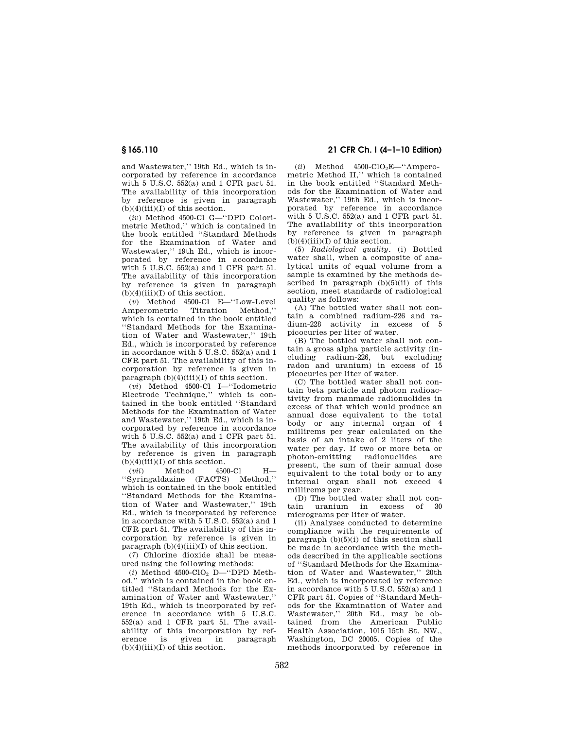and Wastewater,'' 19th Ed., which is incorporated by reference in accordance with 5 U.S.C. 552(a) and 1 CFR part 51. The availability of this incorporation by reference is given in paragraph (b)(4)(iii)(I) of this section.

(*iv*) Method 4500-Cl G—''DPD Colorimetric Method,'' which is contained in the book entitled ''Standard Methods for the Examination of Water and Wastewater,'' 19th Ed., which is incorporated by reference in accordance with 5 U.S.C. 552(a) and 1 CFR part 51. The availability of this incorporation by reference is given in paragraph (b)(4)(iii)(I) of this section.

(*v*) Method 4500-Cl E—''Low-Level Amperometric Titration Method,'' which is contained in the book entitled ''Standard Methods for the Examination of Water and Wastewater,'' 19th Ed., which is incorporated by reference in accordance with 5 U.S.C. 552(a) and 1 CFR part 51. The availability of this incorporation by reference is given in paragraph (b)(4)(iii)(I) of this section.

(*vi*) Method 4500-Cl I—''Iodometric Electrode Technique,'' which is contained in the book entitled ''Standard Methods for the Examination of Water and Wastewater,'' 19th Ed., which is incorporated by reference in accordance with 5 U.S.C. 552(a) and 1 CFR part 51. The availability of this incorporation by reference is given in paragraph (b)(4)(iii)(I) of this section.

(*vii*) Method 4500-Cl H—''Syringaldazine (FACTS) Method,'' which is contained in the book entitled ''Standard Methods for the Examination of Water and Wastewater,'' 19th Ed., which is incorporated by reference in accordance with 5 U.S.C. 552(a) and 1 CFR part 51. The availability of this incorporation by reference is given in paragraph (b)(4)(iii)(I) of this section.

(*7*) Chlorine dioxide shall be measured using the following methods:

(*i*) Method 4500-$ClO_2$ D—''DPD Method,'' which is contained in the book entitled ''Standard Methods for the Examination of Water and Wastewater,'' 19th Ed., which is incorporated by reference in accordance with 5 U.S.C. 552(a) and 1 CFR part 51. The availability of this incorporation by reference is given in paragraph (b)(4)(iii)(I) of this section.

(*ii*) Method 4500-$ClO_2$E—''Amperometric Method II,'' which is contained in the book entitled ''Standard Methods for the Examination of Water and Wastewater,'' 19th Ed., which is incorporated by reference in accordance with 5 U.S.C. 552(a) and 1 CFR part 51. The availability of this incorporation by reference is given in paragraph (b)(4)(iii)(I) of this section.

(5) *Radiological quality.* (i) Bottled water shall, when a composite of analytical units of equal volume from a sample is examined by the methods described in paragraph (b)(5)(ii) of this section, meet standards of radiological quality as follows:

(A) The bottled water shall not contain a combined radium-226 and radium-228 activity in excess of 5 picocuries per liter of water.

(B) The bottled water shall not contain a gross alpha particle activity (including radium-226, but excluding radon and uranium) in excess of 15 picocuries per liter of water.

(C) The bottled water shall not contain beta particle and photon radioactivity from manmade radionuclides in excess of that which would produce an annual dose equivalent to the total body or any internal organ of 4 millirems per year calculated on the basis of an intake of 2 liters of the water per day. If two or more beta or photon-emitting radionuclides are present, the sum of their annual dose equivalent to the total body or to any internal organ shall not exceed 4 millirems per year.

(D) The bottled water shall not contain uranium in excess of 30 micrograms per liter of water.

(ii) Analyses conducted to determine compliance with the requirements of paragraph (b)(5)(i) of this section shall be made in accordance with the methods described in the applicable sections of ''Standard Methods for the Examination of Water and Wastewater,'' 20th Ed., which is incorporated by reference in accordance with 5 U.S.C. 552(a) and 1 CFR part 51. Copies of ''Standard Methods for the Examination of Water and Wastewater,'' 20th Ed., may be obtained from the American Public Health Association, 1015 15th St. NW., Washington, DC 20005. Copies of the methods incorporated by reference in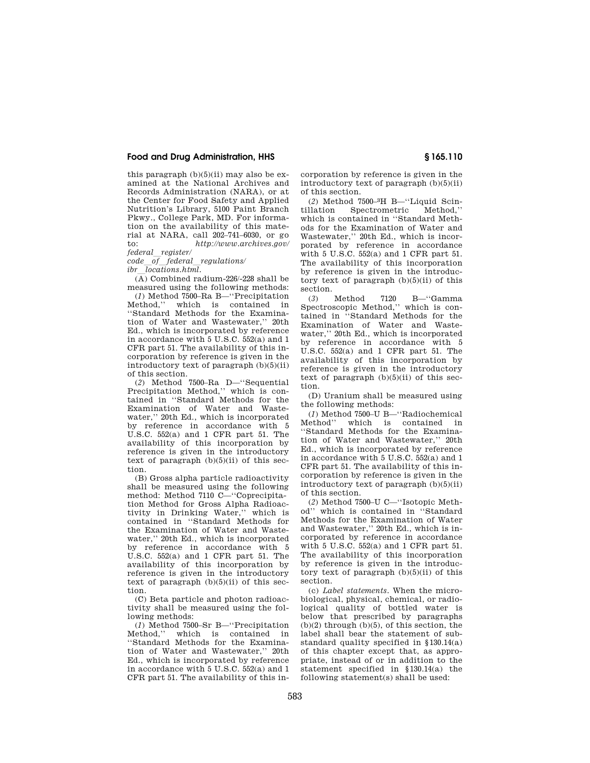this paragraph (b)(5)(ii) may also be examined at the National Archives and Records Administration (NARA), or at the Center for Food Safety and Applied Nutrition's Library, 5100 Paint Branch Pkwy., College Park, MD. For information on the availability of this material at NARA, call 202–741–6030, or go to: *http://www.archives.gov/federal_register/code_of_federal_regulations/ibr_locations.html*.

(A) Combined radium-226/-228 shall be measured using the following methods:

(*1*) Method 7500–Ra B—''Precipitation Method,'' which is contained in ''Standard Methods for the Examination of Water and Wastewater,'' 20th Ed., which is incorporated by reference in accordance with 5 U.S.C. 552(a) and 1 CFR part 51. The availability of this incorporation by reference is given in the introductory text of paragraph (b)(5)(ii) of this section.

(*2*) Method 7500–Ra D—''Sequential Precipitation Method,'' which is contained in ''Standard Methods for the Examination of Water and Wastewater,'' 20th Ed., which is incorporated by reference in accordance with 5 U.S.C. 552(a) and 1 CFR part 51. The availability of this incorporation by reference is given in the introductory text of paragraph (b)(5)(ii) of this section.

(B) Gross alpha particle radioactivity shall be measured using the following method: Method 7110 C—''Coprecipitation Method for Gross Alpha Radioactivity in Drinking Water,'' which is contained in ''Standard Methods for the Examination of Water and Wastewater,'' 20th Ed., which is incorporated by reference in accordance with 5 U.S.C. 552(a) and 1 CFR part 51. The availability of this incorporation by reference is given in the introductory text of paragraph (b)(5)(ii) of this section.

(C) Beta particle and photon radioactivity shall be measured using the following methods:

(*1*) Method 7500–Sr B—''Precipitation Method,'' which is contained in ''Standard Methods for the Examination of Water and Wastewater,'' 20th Ed., which is incorporated by reference in accordance with 5 U.S.C. 552(a) and 1 CFR part 51. The availability of this incorporation by reference is given in the introductory text of paragraph (b)(5)(ii) of this section.

(*2*) Method 7500–$^{3}$H B—''Liquid Scintillation Spectrometric Method,'' which is contained in ''Standard Methods for the Examination of Water and Wastewater,'' 20th Ed., which is incorporated by reference in accordance with 5 U.S.C. 552(a) and 1 CFR part 51. The availability of this incorporation by reference is given in the introductory text of paragraph (b)(5)(ii) of this section.

(*3*) Method 7120 B—''Gamma Spectroscopic Method,'' which is contained in ''Standard Methods for the Examination of Water and Wastewater,'' 20th Ed., which is incorporated by reference in accordance with 5 U.S.C. 552(a) and 1 CFR part 51. The availability of this incorporation by reference is given in the introductory text of paragraph (b)(5)(ii) of this section.

(D) Uranium shall be measured using the following methods:

(*1*) Method 7500–U B—''Radiochemical Method'' which is contained in ''Standard Methods for the Examination of Water and Wastewater,'' 20th Ed., which is incorporated by reference in accordance with 5 U.S.C. 552(a) and 1 CFR part 51. The availability of this incorporation by reference is given in the introductory text of paragraph (b)(5)(ii) of this section.

(*2*) Method 7500–U C—''Isotopic Method'' which is contained in ''Standard Methods for the Examination of Water and Wastewater,'' 20th Ed., which is incorporated by reference in accordance with 5 U.S.C. 552(a) and 1 CFR part 51. The availability of this incorporation by reference is given in the introductory text of paragraph (b)(5)(ii) of this section.

(c) *Label statements.* When the microbiological, physical, chemical, or radiological quality of bottled water is below that prescribed by paragraphs (b)(2) through (b)(5), of this section, the label shall bear the statement of substandard quality specified in §130.14(a) of this chapter except that, as appropriate, instead of or in addition to the statement specified in §130.14(a) the following statement(s) shall be used: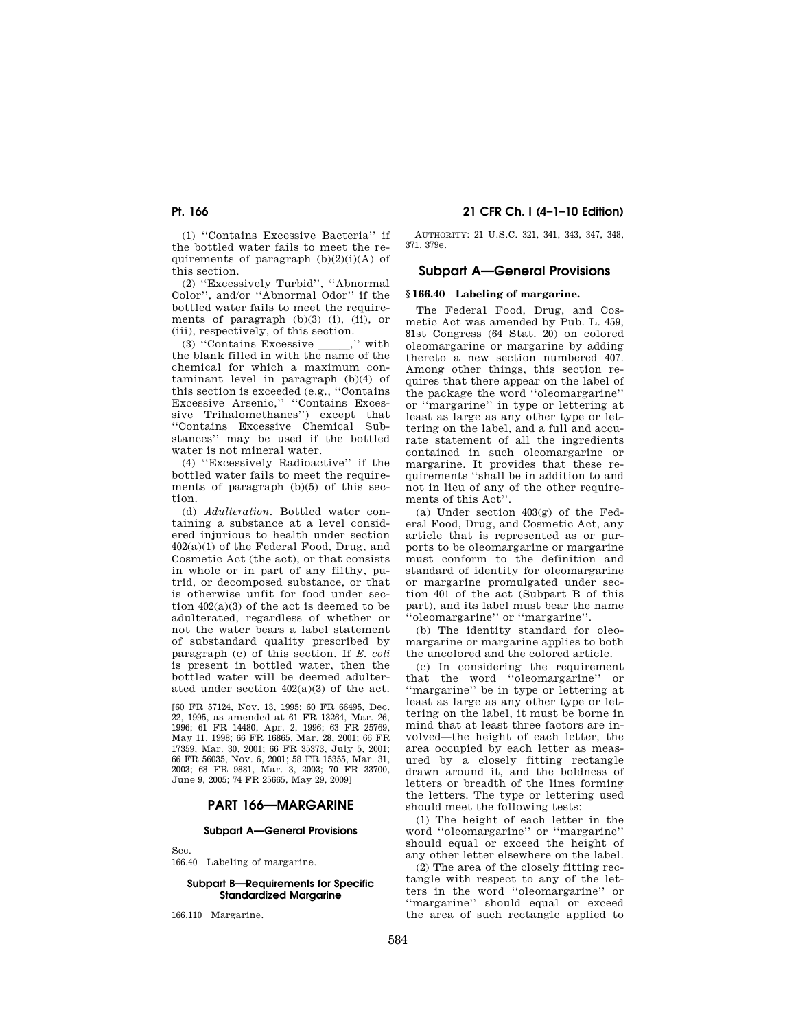(1) ''Contains Excessive Bacteria'' if the bottled water fails to meet the requirements of paragraph (b)(2)(i)(A) of this section.

(2) ''Excessively Turbid'', ''Abnormal Color'', and/or ''Abnormal Odor'' if the bottled water fails to meet the requirements of paragraph (b)(3) (i), (ii), or (iii), respectively, of this section.

(3) ''Contains Excessive ______,'' with the blank filled in with the name of the chemical for which a maximum contaminant level in paragraph (b)(4) of this section is exceeded (e.g., ''Contains Excessive Arsenic,'' ''Contains Excessive Trihalomethanes'') except that ''Contains Excessive Chemical Substances'' may be used if the bottled water is not mineral water.

(4) ''Excessively Radioactive'' if the bottled water fails to meet the requirements of paragraph (b)(5) of this section.

(d) *Adulteration.* Bottled water containing a substance at a level considered injurious to health under section 402(a)(1) of the Federal Food, Drug, and Cosmetic Act (the act), or that consists in whole or in part of any filthy, putrid, or decomposed substance, or that is otherwise unfit for food under section 402(a)(3) of the act is deemed to be adulterated, regardless of whether or not the water bears a label statement of substandard quality prescribed by paragraph (c) of this section. If *E. coli* is present in bottled water, then the bottled water will be deemed adulterated under section 402(a)(3) of the act.

[60 FR 57124, Nov. 13, 1995; 60 FR 66495, Dec. 22, 1995, as amended at 61 FR 13264, Mar. 26, 1996; 61 FR 14480, Apr. 2, 1996; 63 FR 25769, May 11, 1998; 66 FR 16865, Mar. 28, 2001; 66 FR 17359, Mar. 30, 2001; 66 FR 35373, July 5, 2001; 66 FR 56035, Nov. 6, 2001; 58 FR 15355, Mar. 31, 2003; 68 FR 9881, Mar. 3, 2003; 70 FR 33700, June 9, 2005; 74 FR 25665, May 29, 2009]

# PART 166—MARGARINE

### Subpart A—General Provisions

Sec.
166.40 Labeling of margarine.

### Subpart B—Requirements for Specific Standardized Margarine

166.110 Margarine.

AUTHORITY: 21 U.S.C. 321, 341, 343, 347, 348, 371, 379e.

## Subpart A—General Provisions

### § 166.40 Labeling of margarine.

The Federal Food, Drug, and Cosmetic Act was amended by Pub. L. 459, 81st Congress (64 Stat. 20) on colored oleomargarine or margarine by adding thereto a new section numbered 407. Among other things, this section requires that there appear on the label of the package the word ''oleomargarine'' or ''margarine'' in type or lettering at least as large as any other type or lettering on the label, and a full and accurate statement of all the ingredients contained in such oleomargarine or margarine. It provides that these requirements ''shall be in addition to and not in lieu of any of the other requirements of this Act''.

(a) Under section 403(g) of the Federal Food, Drug, and Cosmetic Act, any article that is represented as or purports to be oleomargarine or margarine must conform to the definition and standard of identity for oleomargarine or margarine promulgated under section 401 of the act (Subpart B of this part), and its label must bear the name ''oleomargarine'' or ''margarine''.

(b) The identity standard for oleomargarine or margarine applies to both the uncolored and the colored article.

(c) In considering the requirement that the word ''oleomargarine'' or ''margarine'' be in type or lettering at least as large as any other type or lettering on the label, it must be borne in mind that at least three factors are involved—the height of each letter, the area occupied by each letter as measured by a closely fitting rectangle drawn around it, and the boldness of letters or breadth of the lines forming the letters. The type or lettering used should meet the following tests:

(1) The height of each letter in the word ''oleomargarine'' or ''margarine'' should equal or exceed the height of any other letter elsewhere on the label.

(2) The area of the closely fitting rectangle with respect to any of the letters in the word ''oleomargarine'' or ''margarine'' should equal or exceed the area of such rectangle applied to